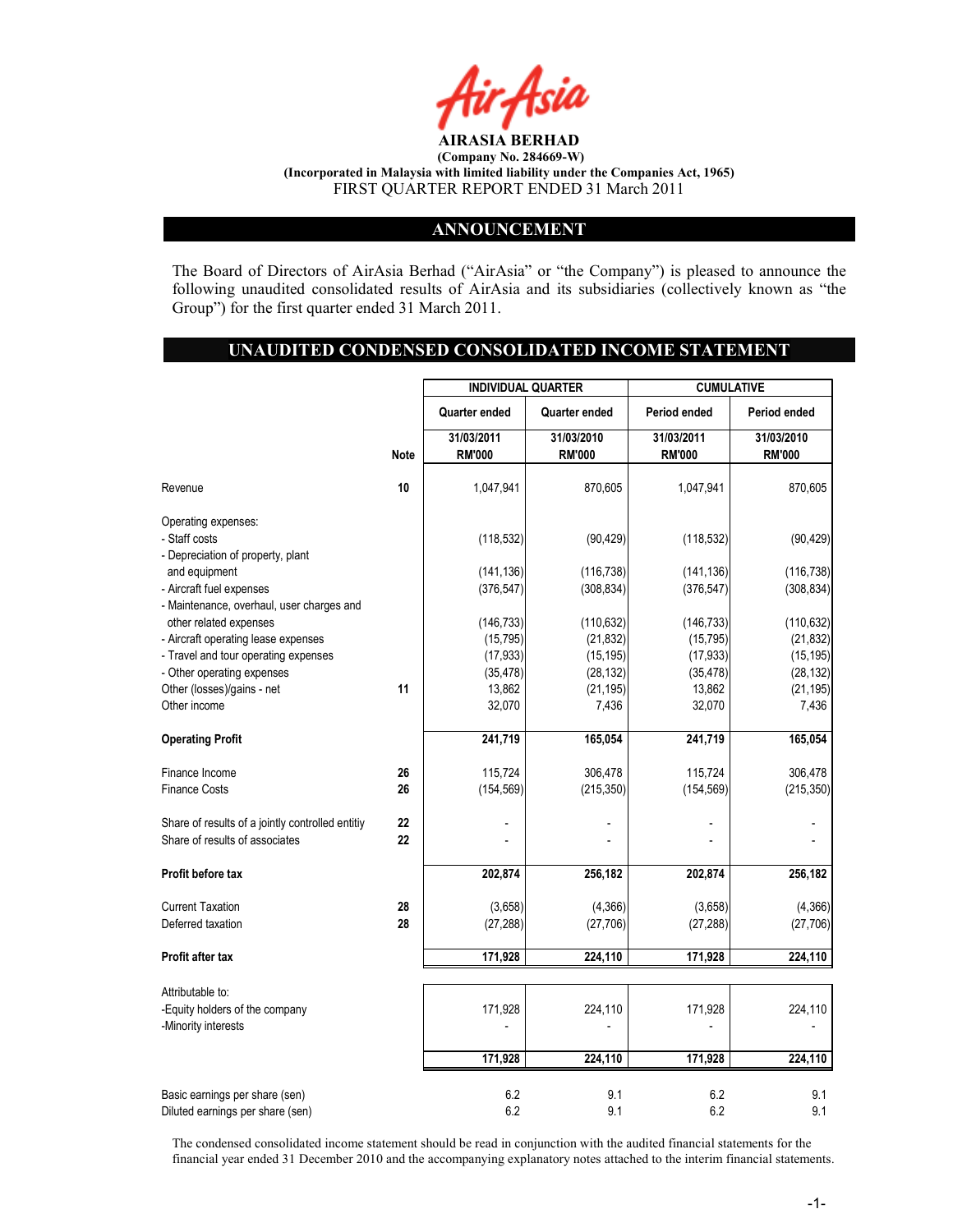**AIRASIA BERHAD**

**(Company No. 284669-W)**

**(Incorporated in Malaysia with limited liability under the Companies Act, 1965)**

FIRST QUARTER REPORT ENDED 31 March 2011

## ANNOUNCEMENT

The Board of Directors of AirAsia Berhad ("AirAsia" or "the Company") is pleased to announce the following unaudited consolidated results of AirAsia and its subsidiaries (collectively known as "the Group") for the first quarter ended 31 March 2011.

## UNAUDITED CONDENSED CONSOLIDATED INCOME STATEMENT

| | | INDIVIDUAL QUARTER | | CUMULATIVE | |
|---|---|---|---|---|---|
| | | Quarter ended | Quarter ended | Period ended | Period ended |
| | Note | 31/03/2011 RM'000 | 31/03/2010 RM'000 | 31/03/2011 RM'000 | 31/03/2010 RM'000 |
| Revenue | 10 | 1,047,941 | 870,605 | 1,047,941 | 870,605 |
| Operating expenses: | | | | | |
| - Staff costs | | (118,532) | (90,429) | (118,532) | (90,429) |
| - Depreciation of property, plant and equipment | | (141,136) | (116,738) | (141,136) | (116,738) |
| - Aircraft fuel expenses | | (376,547) | (308,834) | (376,547) | (308,834) |
| - Maintenance, overhaul, user charges and other related expenses | | (146,733) | (110,632) | (146,733) | (110,632) |
| - Aircraft operating lease expenses | | (15,795) | (21,832) | (15,795) | (21,832) |
| - Travel and tour operating expenses | | (17,933) | (15,195) | (17,933) | (15,195) |
| - Other operating expenses | | (35,478) | (28,132) | (35,478) | (28,132) |
| Other (losses)/gains - net | 11 | 13,862 | (21,195) | 13,862 | (21,195) |
| Other income | | 32,070 | 7,436 | 32,070 | 7,436 |
| **Operating Profit** | | **241,719** | **165,054** | **241,719** | **165,054** |
| Finance Income | 26 | 115,724 | 306,478 | 115,724 | 306,478 |
| Finance Costs | 26 | (154,569) | (215,350) | (154,569) | (215,350) |
| Share of results of a jointly controlled entitiy | 22 | - | - | - | - |
| Share of results of associates | 22 | - | - | - | - |
| **Profit before tax** | | **202,874** | **256,182** | **202,874** | **256,182** |
| Current Taxation | 28 | (3,658) | (4,366) | (3,658) | (4,366) |
| Deferred taxation | 28 | (27,288) | (27,706) | (27,288) | (27,706) |
| **Profit after tax** | | **171,928** | **224,110** | **171,928** | **224,110** |
| Attributable to: | | | | | |
| -Equity holders of the company | | 171,928 | 224,110 | 171,928 | 224,110 |
| -Minority interests | | - | - | - | - |
| | | **171,928** | **224,110** | **171,928** | **224,110** |
| Basic earnings per share (sen) | | 6.2 | 9.1 | 6.2 | 9.1 |
| Diluted earnings per share (sen) | | 6.2 | 9.1 | 6.2 | 9.1 |

The condensed consolidated income statement should be read in conjunction with the audited financial statements for the financial year ended 31 December 2010 and the accompanying explanatory notes attached to the interim financial statements.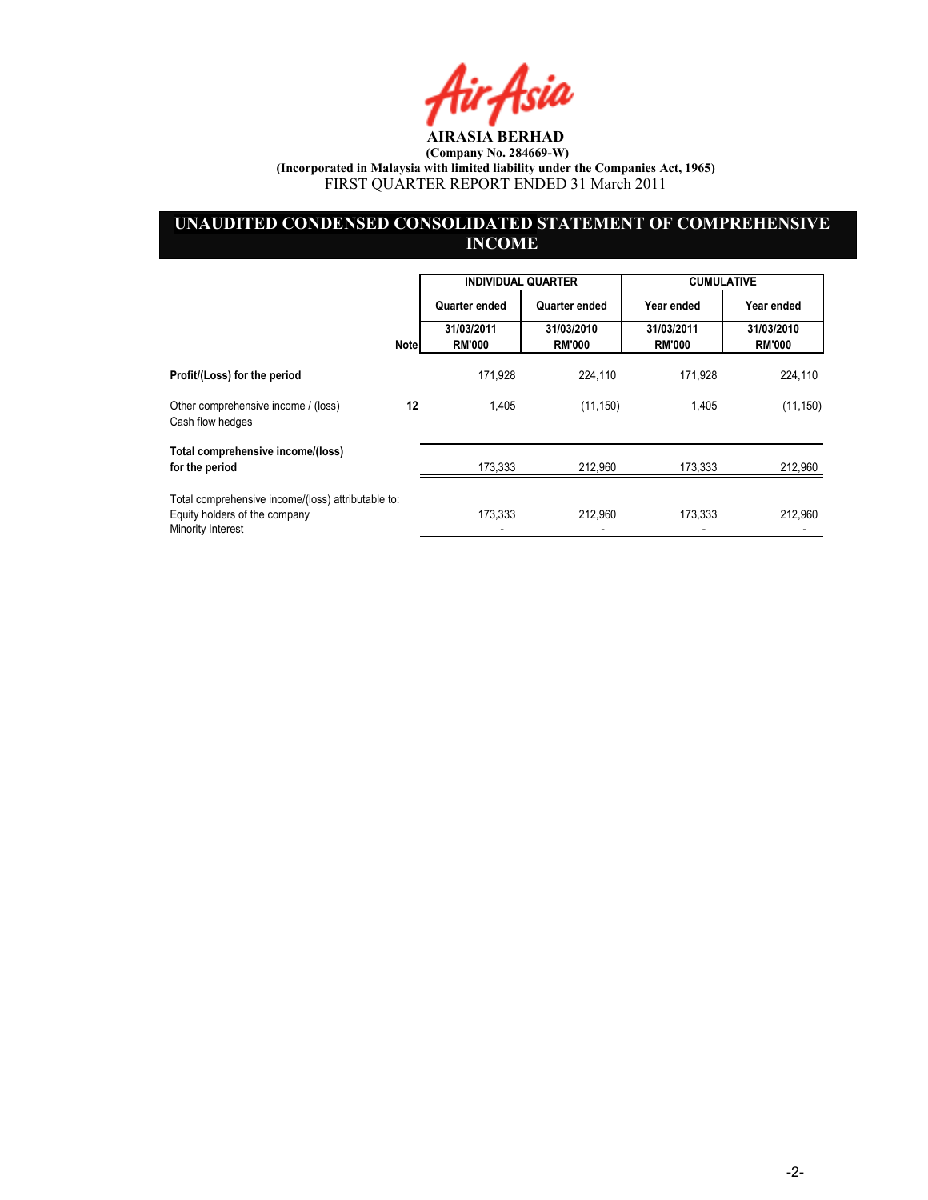**AIRASIA BERHAD**

**(Company No. 284669-W)**

**(Incorporated in Malaysia with limited liability under the Companies Act, 1965)**

FIRST QUARTER REPORT ENDED 31 March 2011

## UNAUDITED CONDENSED CONSOLIDATED STATEMENT OF COMPREHENSIVE INCOME

| | | INDIVIDUAL QUARTER | | CUMULATIVE | |
|---|---|---|---|---|---|
| | | Quarter ended | Quarter ended | Year ended | Year ended |
| | Note | 31/03/2011 RM'000 | 31/03/2010 RM'000 | 31/03/2011 RM'000 | 31/03/2010 RM'000 |
| **Profit/(Loss) for the period** | | 171,928 | 224,110 | 171,928 | 224,110 |
| Other comprehensive income / (loss) Cash flow hedges | 12 | 1,405 | (11,150) | 1,405 | (11,150) |
| **Total comprehensive income/(loss) for the period** | | 173,333 | 212,960 | 173,333 | 212,960 |
| Total comprehensive income/(loss) attributable to: | | | | | |
| Equity holders of the company | | 173,333 | 212,960 | 173,333 | 212,960 |
| Minority Interest | | - | - | - | - |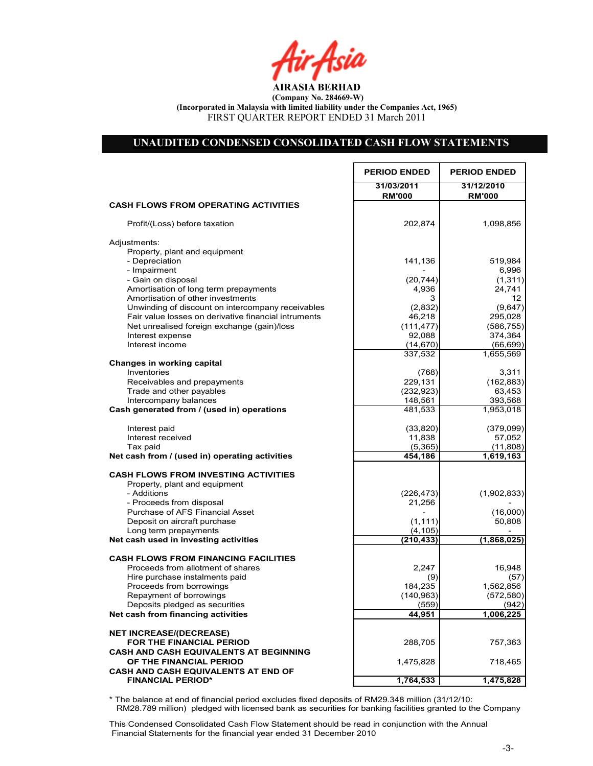**AIRASIA BERHAD**
**(Company No. 284669-W)**
**(Incorporated in Malaysia with limited liability under the Companies Act, 1965)**
FIRST QUARTER REPORT ENDED 31 March 2011

## UNAUDITED CONDENSED CONSOLIDATED CASH FLOW STATEMENTS

| | PERIOD ENDED 31/03/2011 RM'000 | PERIOD ENDED 31/12/2010 RM'000 |
|---|---|---|
| **CASH FLOWS FROM OPERATING ACTIVITIES** | | |
| Profit/(Loss) before taxation | 202,874 | 1,098,856 |
| Adjustments: | | |
| Property, plant and equipment | | |
| - Depreciation | 141,136 | 519,984 |
| - Impairment | - | 6,996 |
| - Gain on disposal | (20,744) | (1,311) |
| Amortisation of long term prepayments | 4,936 | 24,741 |
| Amortisation of other investments | 3 | 12 |
| Unwinding of discount on intercompany receivables | (2,832) | (9,647) |
| Fair value losses on derivative financial intruments | 46,218 | 295,028 |
| Net unrealised foreign exchange (gain)/loss | (111,477) | (586,755) |
| Interest expense | 92,088 | 374,364 |
| Interest income | (14,670) | (66,699) |
| | 337,532 | 1,655,569 |
| **Changes in working capital** | | |
| Inventories | (768) | 3,311 |
| Receivables and prepayments | 229,131 | (162,883) |
| Trade and other payables | (232,923) | 63,453 |
| Intercompany balances | 148,561 | 393,568 |
| **Cash generated from / (used in) operations** | 481,533 | 1,953,018 |
| Interest paid | (33,820) | (379,099) |
| Interest received | 11,838 | 57,052 |
| Tax paid | (5,365) | (11,808) |
| **Net cash from / (used in) operating activities** | **454,186** | **1,619,163** |
| **CASH FLOWS FROM INVESTING ACTIVITIES** | | |
| Property, plant and equipment | | |
| - Additions | (226,473) | (1,902,833) |
| - Proceeds from disposal | 21,256 | - |
| Purchase of AFS Financial Asset | - | (16,000) |
| Deposit on aircraft purchase | (1,111) | 50,808 |
| Long term prepayments | (4,105) | - |
| **Net cash used in investing activities** | **(210,433)** | **(1,868,025)** |
| **CASH FLOWS FROM FINANCING FACILITIES** | | |
| Proceeds from allotment of shares | 2,247 | 16,948 |
| Hire purchase instalments paid | (9) | (57) |
| Proceeds from borrowings | 184,235 | 1,562,856 |
| Repayment of borrowings | (140,963) | (572,580) |
| Deposits pledged as securities | (559) | (942) |
| **Net cash from financing activities** | **44,951** | **1,006,225** |
| **NET INCREASE/(DECREASE) FOR THE FINANCIAL PERIOD** | 288,705 | 757,363 |
| **CASH AND CASH EQUIVALENTS AT BEGINNING OF THE FINANCIAL PERIOD** | 1,475,828 | 718,465 |
| **CASH AND CASH EQUIVALENTS AT END OF FINANCIAL PERIOD*** | **1,764,533** | **1,475,828** |

\* The balance at end of financial period excludes fixed deposits of RM29.348 million (31/12/10: RM28.789 million) pledged with licensed bank as securities for banking facilities granted to the Company

This Condensed Consolidated Cash Flow Statement should be read in conjunction with the Annual Financial Statements for the financial year ended 31 December 2010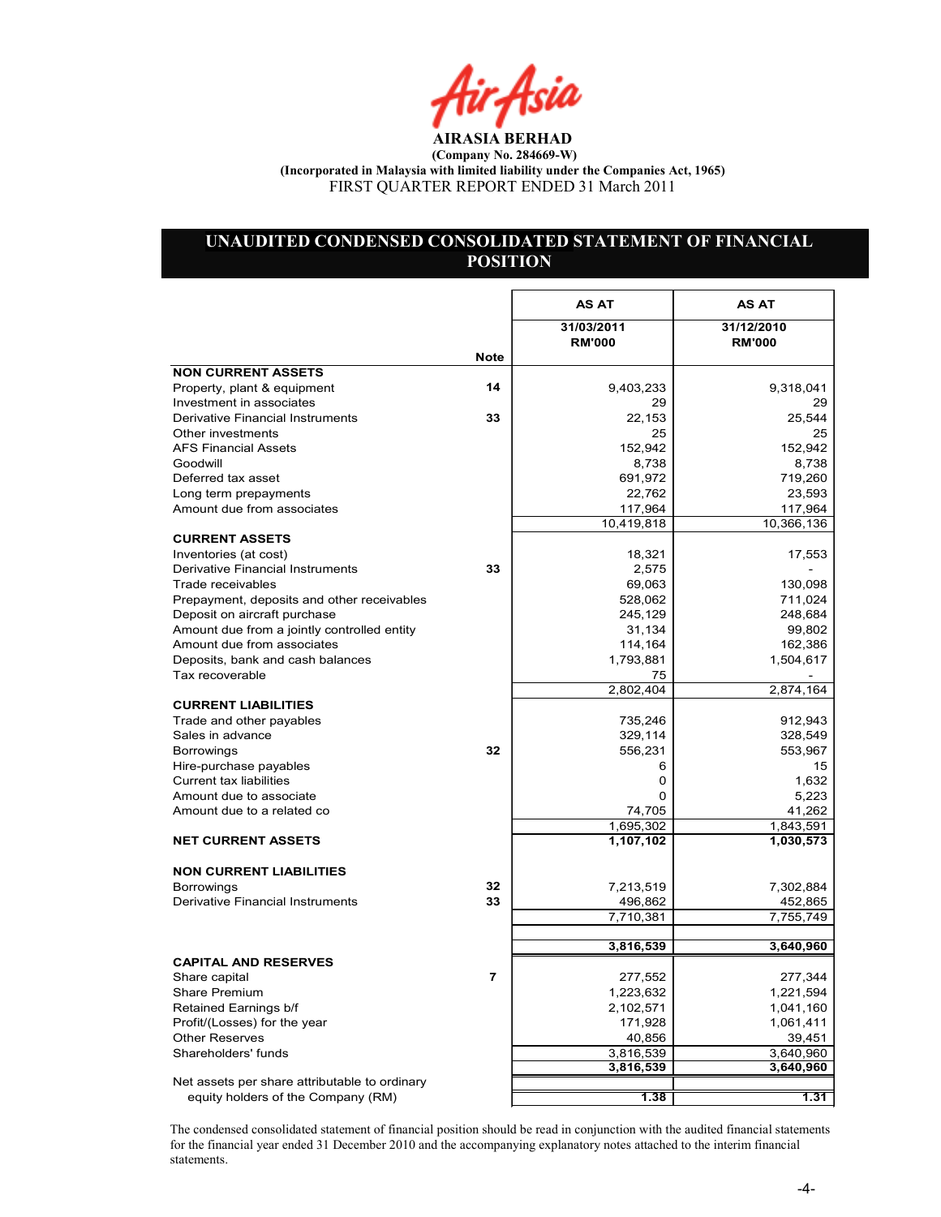AIRASIA BERHAD

(Company No. 284669-W)

(Incorporated in Malaysia with limited liability under the Companies Act, 1965)

FIRST QUARTER REPORT ENDED 31 March 2011

## UNAUDITED CONDENSED CONSOLIDATED STATEMENT OF FINANCIAL POSITION

| | Note | AS AT 31/03/2011 RM'000 | AS AT 31/12/2010 RM'000 |
|---|---|---|---|
| **NON CURRENT ASSETS** | | | |
| Property, plant & equipment | 14 | 9,403,233 | 9,318,041 |
| Investment in associates | | 29 | 29 |
| Derivative Financial Instruments | 33 | 22,153 | 25,544 |
| Other investments | | 25 | 25 |
| AFS Financial Assets | | 152,942 | 152,942 |
| Goodwill | | 8,738 | 8,738 |
| Deferred tax asset | | 691,972 | 719,260 |
| Long term prepayments | | 22,762 | 23,593 |
| Amount due from associates | | 117,964 | 117,964 |
| | | 10,419,818 | 10,366,136 |
| **CURRENT ASSETS** | | | |
| Inventories (at cost) | | 18,321 | 17,553 |
| Derivative Financial Instruments | 33 | 2,575 | - |
| Trade receivables | | 69,063 | 130,098 |
| Prepayment, deposits and other receivables | | 528,062 | 711,024 |
| Deposit on aircraft purchase | | 245,129 | 248,684 |
| Amount due from a jointly controlled entity | | 31,134 | 99,802 |
| Amount due from associates | | 114,164 | 162,386 |
| Deposits, bank and cash balances | | 1,793,881 | 1,504,617 |
| Tax recoverable | | 75 | - |
| | | 2,802,404 | 2,874,164 |
| **CURRENT LIABILITIES** | | | |
| Trade and other payables | | 735,246 | 912,943 |
| Sales in advance | | 329,114 | 328,549 |
| Borrowings | 32 | 556,231 | 553,967 |
| Hire-purchase payables | | 6 | 15 |
| Current tax liabilities | | 0 | 1,632 |
| Amount due to associate | | 0 | 5,223 |
| Amount due to a related co | | 74,705 | 41,262 |
| | | 1,695,302 | 1,843,591 |
| **NET CURRENT ASSETS** | | **1,107,102** | **1,030,573** |
| **NON CURRENT LIABILITIES** | | | |
| Borrowings | 32 | 7,213,519 | 7,302,884 |
| Derivative Financial Instruments | 33 | 496,862 | 452,865 |
| | | 7,710,381 | 7,755,749 |
| | | **3,816,539** | **3,640,960** |
| **CAPITAL AND RESERVES** | | | |
| Share capital | 7 | 277,552 | 277,344 |
| Share Premium | | 1,223,632 | 1,221,594 |
| Retained Earnings b/f | | 2,102,571 | 1,041,160 |
| Profit/(Losses) for the year | | 171,928 | 1,061,411 |
| Other Reserves | | 40,856 | 39,451 |
| Shareholders' funds | | 3,816,539 | 3,640,960 |
| | | **3,816,539** | **3,640,960** |
| Net assets per share attributable to ordinary equity holders of the Company (RM) | | **1.38** | **1.31** |

The condensed consolidated statement of financial position should be read in conjunction with the audited financial statements for the financial year ended 31 December 2010 and the accompanying explanatory notes attached to the interim financial statements.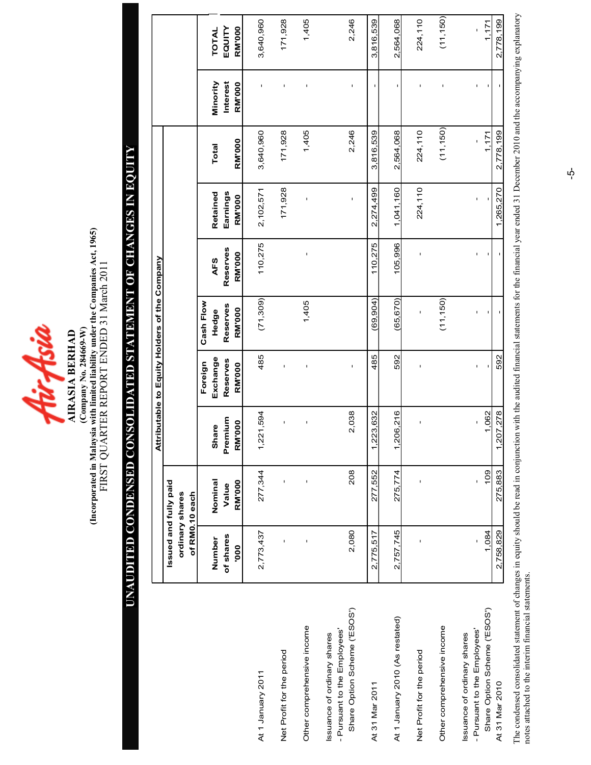**AIRASIA BERHAD**
**(Company No. 284669-W)**
**(Incorporated in Malaysia with limited liability under the Companies Act, 1965)**
FIRST QUARTER REPORT ENDED 31 March 2011

# UNAUDITED CONDENSED CONSOLIDATED STATEMENT OF CHANGES IN EQUITY

| | Attributable to Equity Holders of the Company | | | | | | | | | | |
|---|---|---|---|---|---|---|---|---|---|---|---|
| | Issued and fully paid ordinary shares of RM0.10 each | | | | | | | | | | |
| | Number of shares '000 | Nominal Value RM'000 | Share Premium RM'000 | Foreign Exchange Reserves RM'000 | Cash Flow Hedge Reserves RM'000 | AFS Reserves RM'000 | Retained Earnings RM'000 | Total RM'000 | Minority Interest RM'000 | TOTAL EQUITY RM'000 |
| At 1 January 2011 | 2,773,437 | 277,344 | 1,221,594 | 485 | (71,309) | 110,275 | 2,102,571 | 3,640,960 | - | 3,640,960 |
| Net Profit for the period | - | - | - | - | | - | 171,928 | 171,928 | - | 171,928 |
| Other comprehensive income | - | - | - | - | 1,405 | - | - | 1,405 | - | 1,405 |
| Issuance of ordinary shares - Pursuant to the Employees' Share Option Scheme ('ESOS') | 2,080 | 208 | 2,038 | - | | | - | 2,246 | - | 2,246 |
| At 31 Mar 2011 | 2,775,517 | 277,552 | 1,223,632 | 485 | (69,904) | 110,275 | 2,274,499 | 3,816,539 | - | 3,816,539 |
| At 1 January 2010 (As restated) | 2,757,745 | 275,774 | 1,206,216 | 592 | (65,670) | 105,996 | 1,041,160 | 2,564,068 | - | 2,564,068 |
| Net Profit for the period | - | - | - | - | - | - | 224,110 | 224,110 | - | 224,110 |
| Other comprehensive income | | | | | (11,150) | | | (11,150) | - | (11,150) |
| Issuance of ordinary shares - Pursuant to the Employees' Share Option Scheme ('ESOS') | - / 1,084 | - / 109 | - / 1,062 | - / - | - / - | - / - | - / - | - / 1,171 | - / - | - / 1,171 |
| At 31 Mar 2010 | 2,758,829 | 275,883 | 1,207,278 | 592 | - | - | 1,265,270 | 2,778,199 | - | 2,778,199 |

The condensed consolidated statement of changes in equity should be read in conjunction with the audited financial statements for the financial year ended 31 December 2010 and the accompanying explanatory notes attached to the interim financial statements.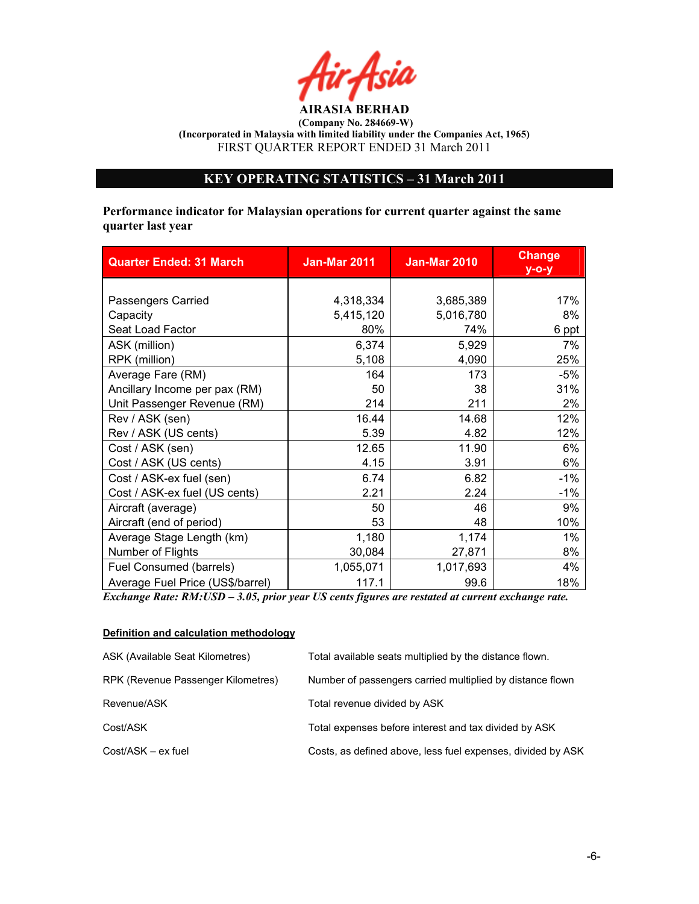**AIRASIA BERHAD**
**(Company No. 284669-W)**
**(Incorporated in Malaysia with limited liability under the Companies Act, 1965)**
FIRST QUARTER REPORT ENDED 31 March 2011

## KEY OPERATING STATISTICS – 31 March 2011

**Performance indicator for Malaysian operations for current quarter against the same quarter last year**

| Quarter Ended: 31 March | Jan-Mar 2011 | Jan-Mar 2010 | Change y-o-y |
|---|---|---|---|
| Passengers Carried | 4,318,334 | 3,685,389 | 17% |
| Capacity | 5,415,120 | 5,016,780 | 8% |
| Seat Load Factor | 80% | 74% | 6 ppt |
| ASK (million) | 6,374 | 5,929 | 7% |
| RPK (million) | 5,108 | 4,090 | 25% |
| Average Fare (RM) | 164 | 173 | -5% |
| Ancillary Income per pax (RM) | 50 | 38 | 31% |
| Unit Passenger Revenue (RM) | 214 | 211 | 2% |
| Rev / ASK (sen) | 16.44 | 14.68 | 12% |
| Rev / ASK (US cents) | 5.39 | 4.82 | 12% |
| Cost / ASK (sen) | 12.65 | 11.90 | 6% |
| Cost / ASK (US cents) | 4.15 | 3.91 | 6% |
| Cost / ASK-ex fuel (sen) | 6.74 | 6.82 | -1% |
| Cost / ASK-ex fuel (US cents) | 2.21 | 2.24 | -1% |
| Aircraft (average) | 50 | 46 | 9% |
| Aircraft (end of period) | 53 | 48 | 10% |
| Average Stage Length (km) | 1,180 | 1,174 | 1% |
| Number of Flights | 30,084 | 27,871 | 8% |
| Fuel Consumed (barrels) | 1,055,071 | 1,017,693 | 4% |
| Average Fuel Price (US$/barrel) | 117.1 | 99.6 | 18% |

***Exchange Rate: RM:USD – 3.05, prior year US cents figures are restated at current exchange rate.***

**Definition and calculation methodology**

| | |
|---|---|
| ASK (Available Seat Kilometres) | Total available seats multiplied by the distance flown. |
| RPK (Revenue Passenger Kilometres) | Number of passengers carried multiplied by distance flown |
| Revenue/ASK | Total revenue divided by ASK |
| Cost/ASK | Total expenses before interest and tax divided by ASK |
| Cost/ASK – ex fuel | Costs, as defined above, less fuel expenses, divided by ASK |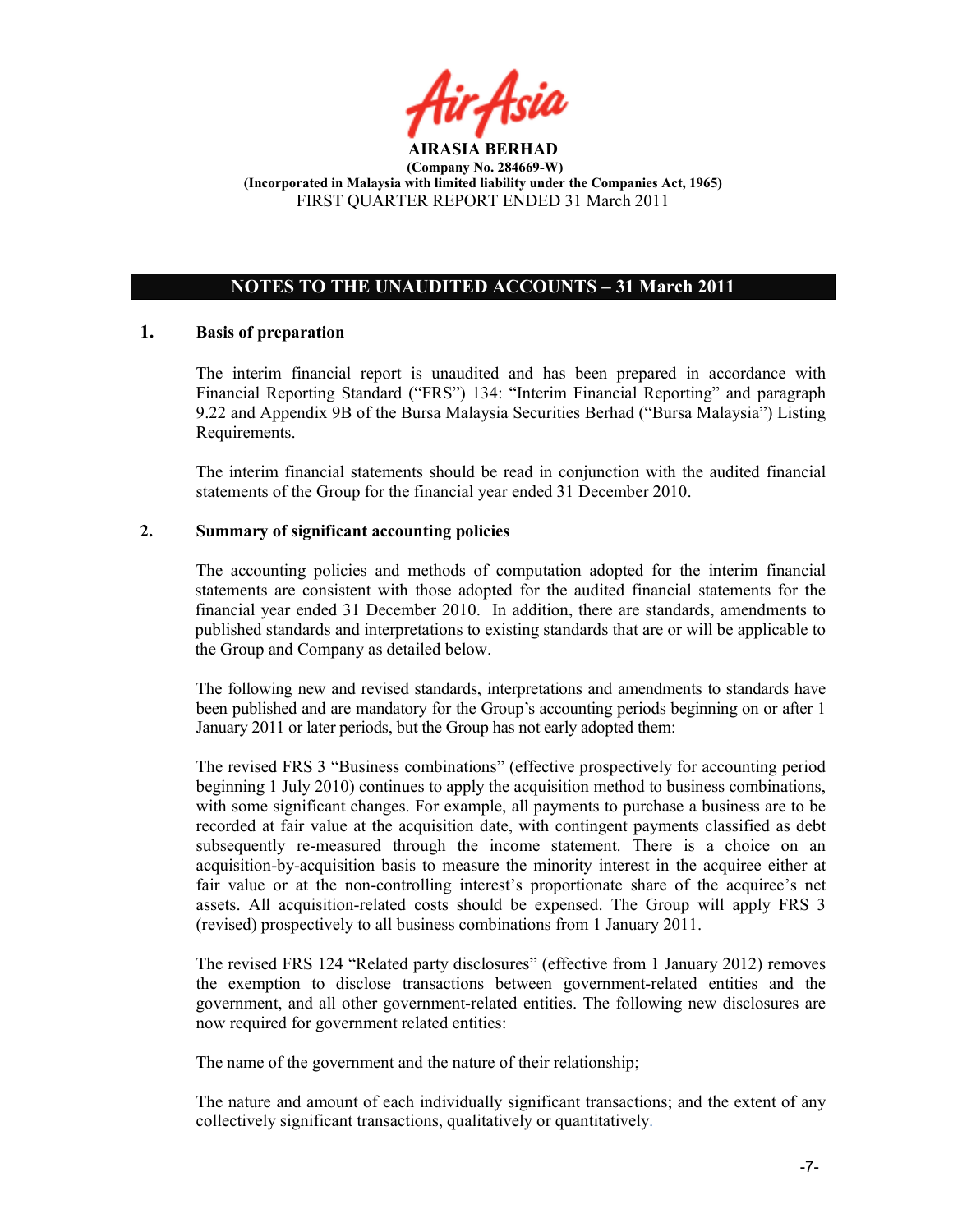**AIRASIA BERHAD**
**(Company No. 284669-W)**
**(Incorporated in Malaysia with limited liability under the Companies Act, 1965)**
FIRST QUARTER REPORT ENDED 31 March 2011

## NOTES TO THE UNAUDITED ACCOUNTS – 31 March 2011

### 1. Basis of preparation

The interim financial report is unaudited and has been prepared in accordance with Financial Reporting Standard ("FRS") 134: "Interim Financial Reporting" and paragraph 9.22 and Appendix 9B of the Bursa Malaysia Securities Berhad ("Bursa Malaysia") Listing Requirements.

The interim financial statements should be read in conjunction with the audited financial statements of the Group for the financial year ended 31 December 2010.

### 2. Summary of significant accounting policies

The accounting policies and methods of computation adopted for the interim financial statements are consistent with those adopted for the audited financial statements for the financial year ended 31 December 2010. In addition, there are standards, amendments to published standards and interpretations to existing standards that are or will be applicable to the Group and Company as detailed below.

The following new and revised standards, interpretations and amendments to standards have been published and are mandatory for the Group's accounting periods beginning on or after 1 January 2011 or later periods, but the Group has not early adopted them:

The revised FRS 3 "Business combinations" (effective prospectively for accounting period beginning 1 July 2010) continues to apply the acquisition method to business combinations, with some significant changes. For example, all payments to purchase a business are to be recorded at fair value at the acquisition date, with contingent payments classified as debt subsequently re-measured through the income statement. There is a choice on an acquisition-by-acquisition basis to measure the minority interest in the acquiree either at fair value or at the non-controlling interest's proportionate share of the acquiree's net assets. All acquisition-related costs should be expensed. The Group will apply FRS 3 (revised) prospectively to all business combinations from 1 January 2011.

The revised FRS 124 "Related party disclosures" (effective from 1 January 2012) removes the exemption to disclose transactions between government-related entities and the government, and all other government-related entities. The following new disclosures are now required for government related entities:

The name of the government and the nature of their relationship;

The nature and amount of each individually significant transactions; and the extent of any collectively significant transactions, qualitatively or quantitatively.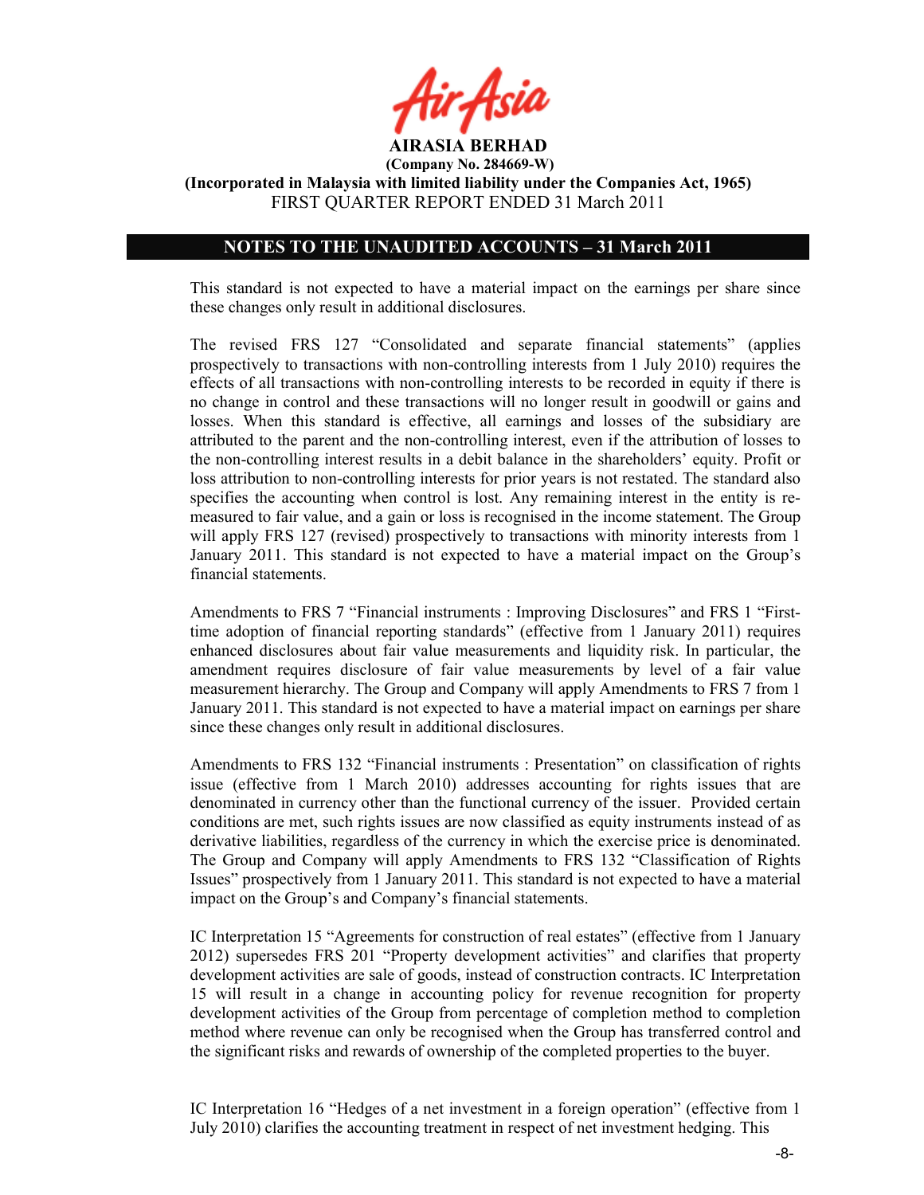**AIRASIA BERHAD**
**(Company No. 284669-W)**
**(Incorporated in Malaysia with limited liability under the Companies Act, 1965)**
FIRST QUARTER REPORT ENDED 31 March 2011

## NOTES TO THE UNAUDITED ACCOUNTS – 31 March 2011

This standard is not expected to have a material impact on the earnings per share since these changes only result in additional disclosures.

The revised FRS 127 "Consolidated and separate financial statements" (applies prospectively to transactions with non-controlling interests from 1 July 2010) requires the effects of all transactions with non-controlling interests to be recorded in equity if there is no change in control and these transactions will no longer result in goodwill or gains and losses. When this standard is effective, all earnings and losses of the subsidiary are attributed to the parent and the non-controlling interest, even if the attribution of losses to the non-controlling interest results in a debit balance in the shareholders' equity. Profit or loss attribution to non-controlling interests for prior years is not restated. The standard also specifies the accounting when control is lost. Any remaining interest in the entity is re-measured to fair value, and a gain or loss is recognised in the income statement. The Group will apply FRS 127 (revised) prospectively to transactions with minority interests from 1 January 2011. This standard is not expected to have a material impact on the Group's financial statements.

Amendments to FRS 7 "Financial instruments : Improving Disclosures" and FRS 1 "First-time adoption of financial reporting standards" (effective from 1 January 2011) requires enhanced disclosures about fair value measurements and liquidity risk. In particular, the amendment requires disclosure of fair value measurements by level of a fair value measurement hierarchy. The Group and Company will apply Amendments to FRS 7 from 1 January 2011. This standard is not expected to have a material impact on earnings per share since these changes only result in additional disclosures.

Amendments to FRS 132 "Financial instruments : Presentation" on classification of rights issue (effective from 1 March 2010) addresses accounting for rights issues that are denominated in currency other than the functional currency of the issuer. Provided certain conditions are met, such rights issues are now classified as equity instruments instead of as derivative liabilities, regardless of the currency in which the exercise price is denominated. The Group and Company will apply Amendments to FRS 132 "Classification of Rights Issues" prospectively from 1 January 2011. This standard is not expected to have a material impact on the Group's and Company's financial statements.

IC Interpretation 15 "Agreements for construction of real estates" (effective from 1 January 2012) supersedes FRS 201 "Property development activities" and clarifies that property development activities are sale of goods, instead of construction contracts. IC Interpretation 15 will result in a change in accounting policy for revenue recognition for property development activities of the Group from percentage of completion method to completion method where revenue can only be recognised when the Group has transferred control and the significant risks and rewards of ownership of the completed properties to the buyer.

IC Interpretation 16 "Hedges of a net investment in a foreign operation" (effective from 1 July 2010) clarifies the accounting treatment in respect of net investment hedging. This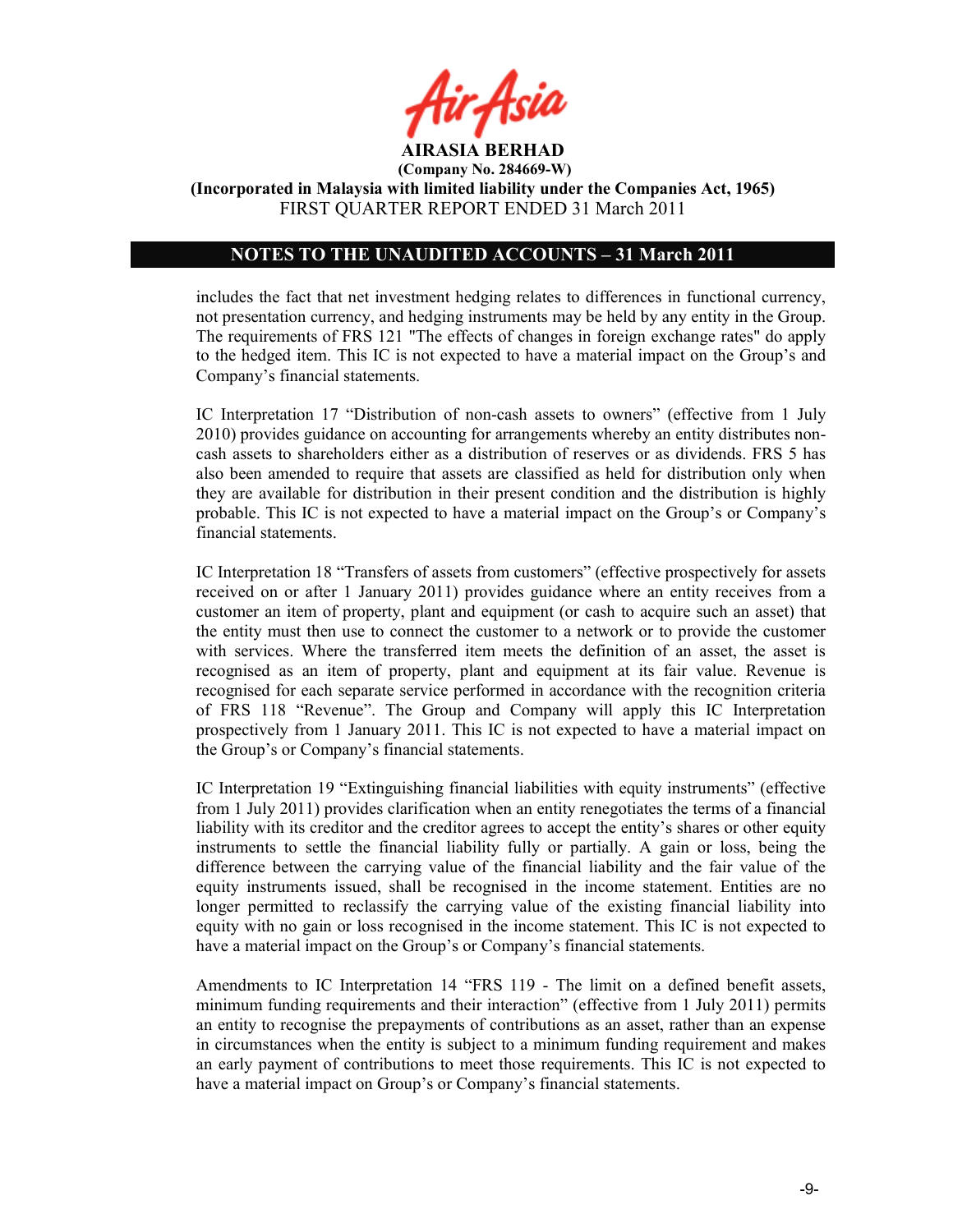includes the fact that net investment hedging relates to differences in functional currency, not presentation currency, and hedging instruments may be held by any entity in the Group. The requirements of FRS 121 "The effects of changes in foreign exchange rates" do apply to the hedged item. This IC is not expected to have a material impact on the Group's and Company's financial statements.

IC Interpretation 17 "Distribution of non-cash assets to owners" (effective from 1 July 2010) provides guidance on accounting for arrangements whereby an entity distributes non-cash assets to shareholders either as a distribution of reserves or as dividends. FRS 5 has also been amended to require that assets are classified as held for distribution only when they are available for distribution in their present condition and the distribution is highly probable. This IC is not expected to have a material impact on the Group's or Company's financial statements.

IC Interpretation 18 "Transfers of assets from customers" (effective prospectively for assets received on or after 1 January 2011) provides guidance where an entity receives from a customer an item of property, plant and equipment (or cash to acquire such an asset) that the entity must then use to connect the customer to a network or to provide the customer with services. Where the transferred item meets the definition of an asset, the asset is recognised as an item of property, plant and equipment at its fair value. Revenue is recognised for each separate service performed in accordance with the recognition criteria of FRS 118 "Revenue". The Group and Company will apply this IC Interpretation prospectively from 1 January 2011. This IC is not expected to have a material impact on the Group's or Company's financial statements.

IC Interpretation 19 "Extinguishing financial liabilities with equity instruments" (effective from 1 July 2011) provides clarification when an entity renegotiates the terms of a financial liability with its creditor and the creditor agrees to accept the entity's shares or other equity instruments to settle the financial liability fully or partially. A gain or loss, being the difference between the carrying value of the financial liability and the fair value of the equity instruments issued, shall be recognised in the income statement. Entities are no longer permitted to reclassify the carrying value of the existing financial liability into equity with no gain or loss recognised in the income statement. This IC is not expected to have a material impact on the Group's or Company's financial statements.

Amendments to IC Interpretation 14 "FRS 119 - The limit on a defined benefit assets, minimum funding requirements and their interaction" (effective from 1 July 2011) permits an entity to recognise the prepayments of contributions as an asset, rather than an expense in circumstances when the entity is subject to a minimum funding requirement and makes an early payment of contributions to meet those requirements. This IC is not expected to have a material impact on Group's or Company's financial statements.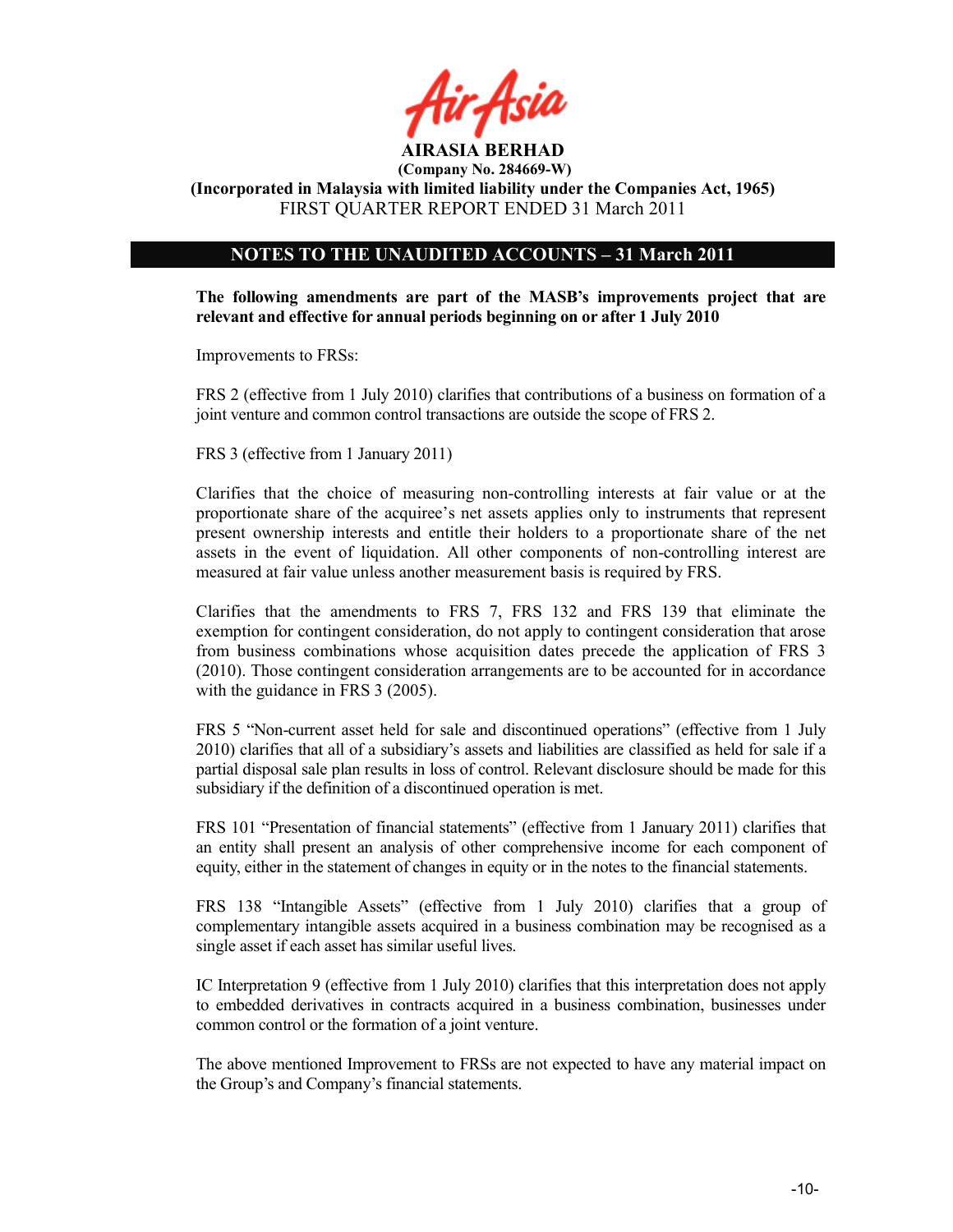## NOTES TO THE UNAUDITED ACCOUNTS – 31 March 2011

**The following amendments are part of the MASB's improvements project that are relevant and effective for annual periods beginning on or after 1 July 2010**

Improvements to FRSs:

FRS 2 (effective from 1 July 2010) clarifies that contributions of a business on formation of a joint venture and common control transactions are outside the scope of FRS 2.

FRS 3 (effective from 1 January 2011)

Clarifies that the choice of measuring non-controlling interests at fair value or at the proportionate share of the acquiree's net assets applies only to instruments that represent present ownership interests and entitle their holders to a proportionate share of the net assets in the event of liquidation. All other components of non-controlling interest are measured at fair value unless another measurement basis is required by FRS.

Clarifies that the amendments to FRS 7, FRS 132 and FRS 139 that eliminate the exemption for contingent consideration, do not apply to contingent consideration that arose from business combinations whose acquisition dates precede the application of FRS 3 (2010). Those contingent consideration arrangements are to be accounted for in accordance with the guidance in FRS 3 (2005).

FRS 5 "Non-current asset held for sale and discontinued operations" (effective from 1 July 2010) clarifies that all of a subsidiary's assets and liabilities are classified as held for sale if a partial disposal sale plan results in loss of control. Relevant disclosure should be made for this subsidiary if the definition of a discontinued operation is met.

FRS 101 "Presentation of financial statements" (effective from 1 January 2011) clarifies that an entity shall present an analysis of other comprehensive income for each component of equity, either in the statement of changes in equity or in the notes to the financial statements.

FRS 138 "Intangible Assets" (effective from 1 July 2010) clarifies that a group of complementary intangible assets acquired in a business combination may be recognised as a single asset if each asset has similar useful lives.

IC Interpretation 9 (effective from 1 July 2010) clarifies that this interpretation does not apply to embedded derivatives in contracts acquired in a business combination, businesses under common control or the formation of a joint venture.

The above mentioned Improvement to FRSs are not expected to have any material impact on the Group's and Company's financial statements.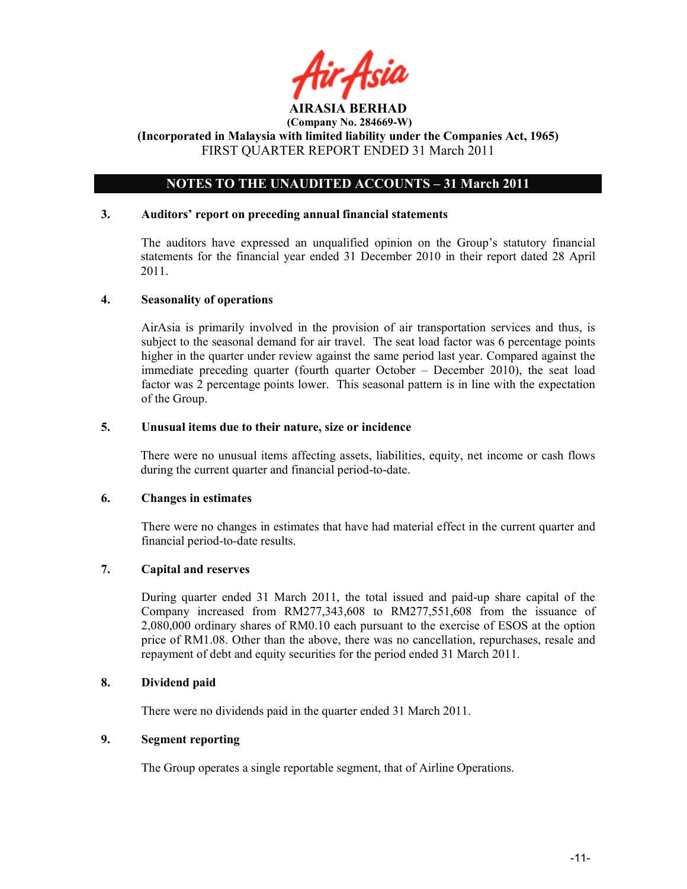**AIRASIA BERHAD**
**(Company No. 284669-W)**
**(Incorporated in Malaysia with limited liability under the Companies Act, 1965)**
FIRST QUARTER REPORT ENDED 31 March 2011

## NOTES TO THE UNAUDITED ACCOUNTS – 31 March 2011

### 3. Auditors' report on preceding annual financial statements

The auditors have expressed an unqualified opinion on the Group's statutory financial statements for the financial year ended 31 December 2010 in their report dated 28 April 2011.

### 4. Seasonality of operations

AirAsia is primarily involved in the provision of air transportation services and thus, is subject to the seasonal demand for air travel. The seat load factor was 6 percentage points higher in the quarter under review against the same period last year. Compared against the immediate preceding quarter (fourth quarter October – December 2010), the seat load factor was 2 percentage points lower. This seasonal pattern is in line with the expectation of the Group.

### 5. Unusual items due to their nature, size or incidence

There were no unusual items affecting assets, liabilities, equity, net income or cash flows during the current quarter and financial period-to-date.

### 6. Changes in estimates

There were no changes in estimates that have had material effect in the current quarter and financial period-to-date results.

### 7. Capital and reserves

During quarter ended 31 March 2011, the total issued and paid-up share capital of the Company increased from RM277,343,608 to RM277,551,608 from the issuance of 2,080,000 ordinary shares of RM0.10 each pursuant to the exercise of ESOS at the option price of RM1.08. Other than the above, there was no cancellation, repurchases, resale and repayment of debt and equity securities for the period ended 31 March 2011.

### 8. Dividend paid

There were no dividends paid in the quarter ended 31 March 2011.

### 9. Segment reporting

The Group operates a single reportable segment, that of Airline Operations.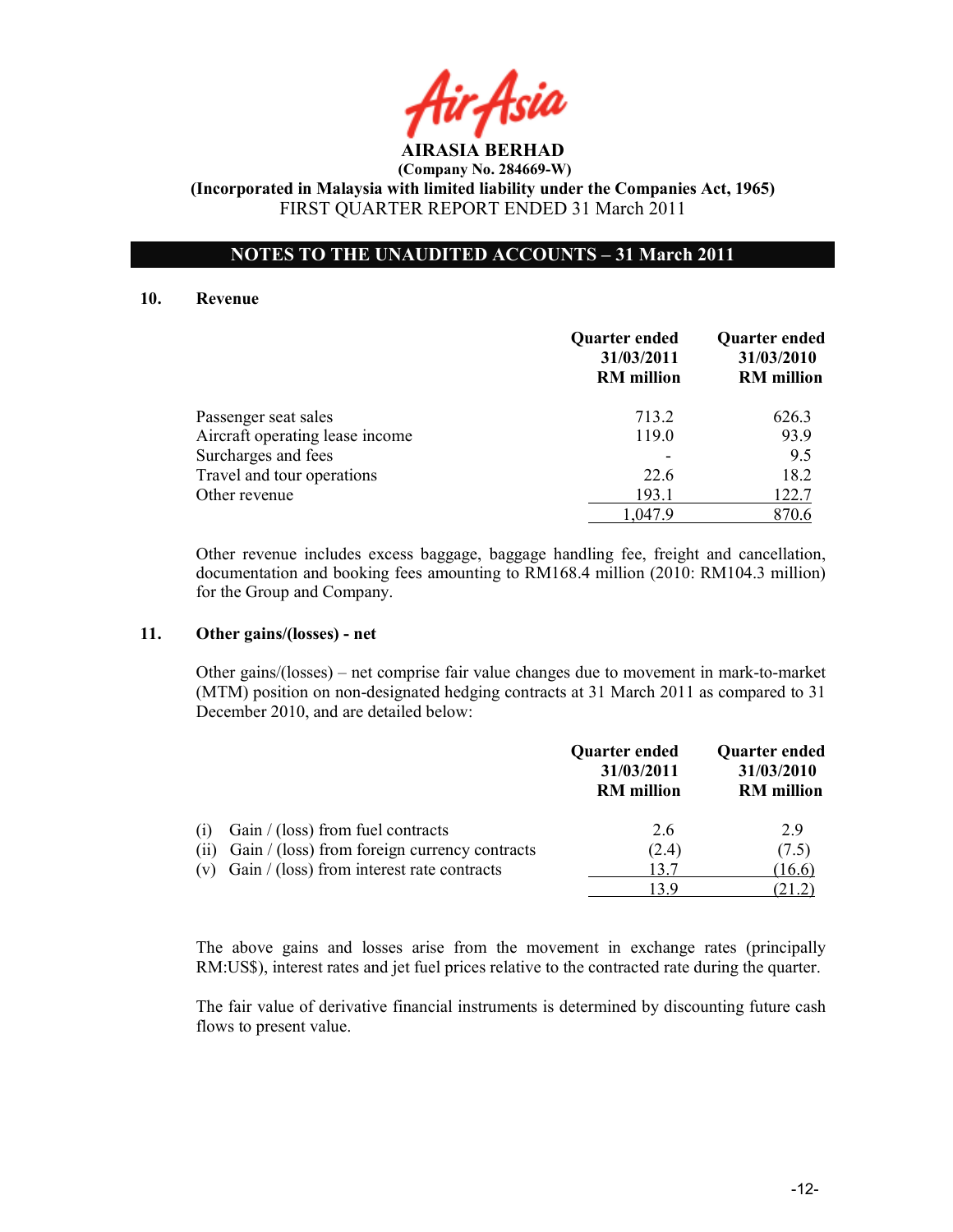**AIRASIA BERHAD**
**(Company No. 284669-W)**
**(Incorporated in Malaysia with limited liability under the Companies Act, 1965)**
FIRST QUARTER REPORT ENDED 31 March 2011

## NOTES TO THE UNAUDITED ACCOUNTS – 31 March 2011

### 10. Revenue

| | Quarter ended 31/03/2011 RM million | Quarter ended 31/03/2010 RM million |
|---|---|---|
| Passenger seat sales | 713.2 | 626.3 |
| Aircraft operating lease income | 119.0 | 93.9 |
| Surcharges and fees | - | 9.5 |
| Travel and tour operations | 22.6 | 18.2 |
| Other revenue | 193.1 | 122.7 |
| | 1,047.9 | 870.6 |

Other revenue includes excess baggage, baggage handling fee, freight and cancellation, documentation and booking fees amounting to RM168.4 million (2010: RM104.3 million) for the Group and Company.

### 11. Other gains/(losses) - net

Other gains/(losses) – net comprise fair value changes due to movement in mark-to-market (MTM) position on non-designated hedging contracts at 31 March 2011 as compared to 31 December 2010, and are detailed below:

| | Quarter ended 31/03/2011 RM million | Quarter ended 31/03/2010 RM million |
|---|---|---|
| (i) Gain / (loss) from fuel contracts | 2.6 | 2.9 |
| (ii) Gain / (loss) from foreign currency contracts | (2.4) | (7.5) |
| (v) Gain / (loss) from interest rate contracts | 13.7 | (16.6) |
| | 13.9 | (21.2) |

The above gains and losses arise from the movement in exchange rates (principally RM:US$), interest rates and jet fuel prices relative to the contracted rate during the quarter.

The fair value of derivative financial instruments is determined by discounting future cash flows to present value.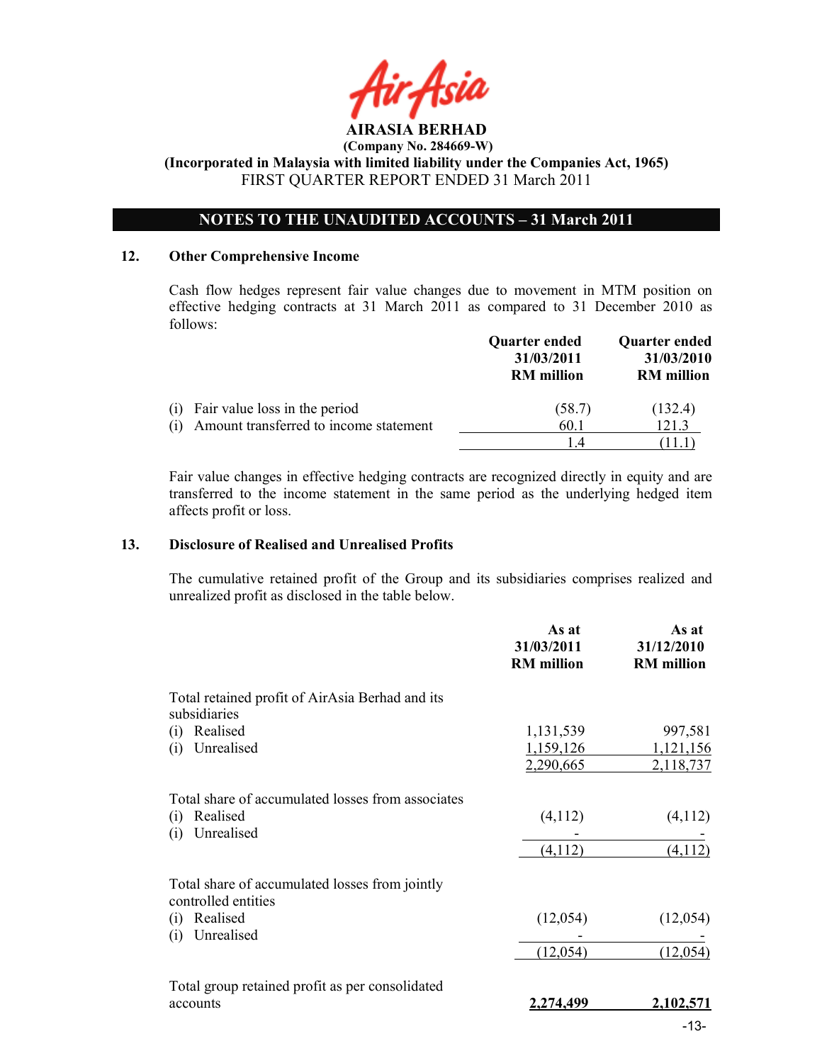**AIRASIA BERHAD**
**(Company No. 284669-W)**
**(Incorporated in Malaysia with limited liability under the Companies Act, 1965)**
FIRST QUARTER REPORT ENDED 31 March 2011

**NOTES TO THE UNAUDITED ACCOUNTS – 31 March 2011**

## 12. Other Comprehensive Income

Cash flow hedges represent fair value changes due to movement in MTM position on effective hedging contracts at 31 March 2011 as compared to 31 December 2010 as follows:

| | Quarter ended 31/03/2011 RM million | Quarter ended 31/03/2010 RM million |
|---|---|---|
| (i) Fair value loss in the period | (58.7) | (132.4) |
| (i) Amount transferred to income statement | 60.1 | 121.3 |
| | 1.4 | (11.1) |

Fair value changes in effective hedging contracts are recognized directly in equity and are transferred to the income statement in the same period as the underlying hedged item affects profit or loss.

## 13. Disclosure of Realised and Unrealised Profits

The cumulative retained profit of the Group and its subsidiaries comprises realized and unrealized profit as disclosed in the table below.

| | As at 31/03/2011 RM million | As at 31/12/2010 RM million |
|---|---|---|
| Total retained profit of AirAsia Berhad and its subsidiaries | | |
| (i) Realised | 1,131,539 | 997,581 |
| (i) Unrealised | 1,159,126 | 1,121,156 |
| | 2,290,665 | 2,118,737 |
| Total share of accumulated losses from associates | | |
| (i) Realised | (4,112) | (4,112) |
| (i) Unrealised | - | - |
| | (4,112) | (4,112) |
| Total share of accumulated losses from jointly controlled entities | | |
| (i) Realised | (12,054) | (12,054) |
| (i) Unrealised | - | - |
| | (12,054) | (12,054) |
| Total group retained profit as per consolidated accounts | **2,274,499** | **2,102,571** |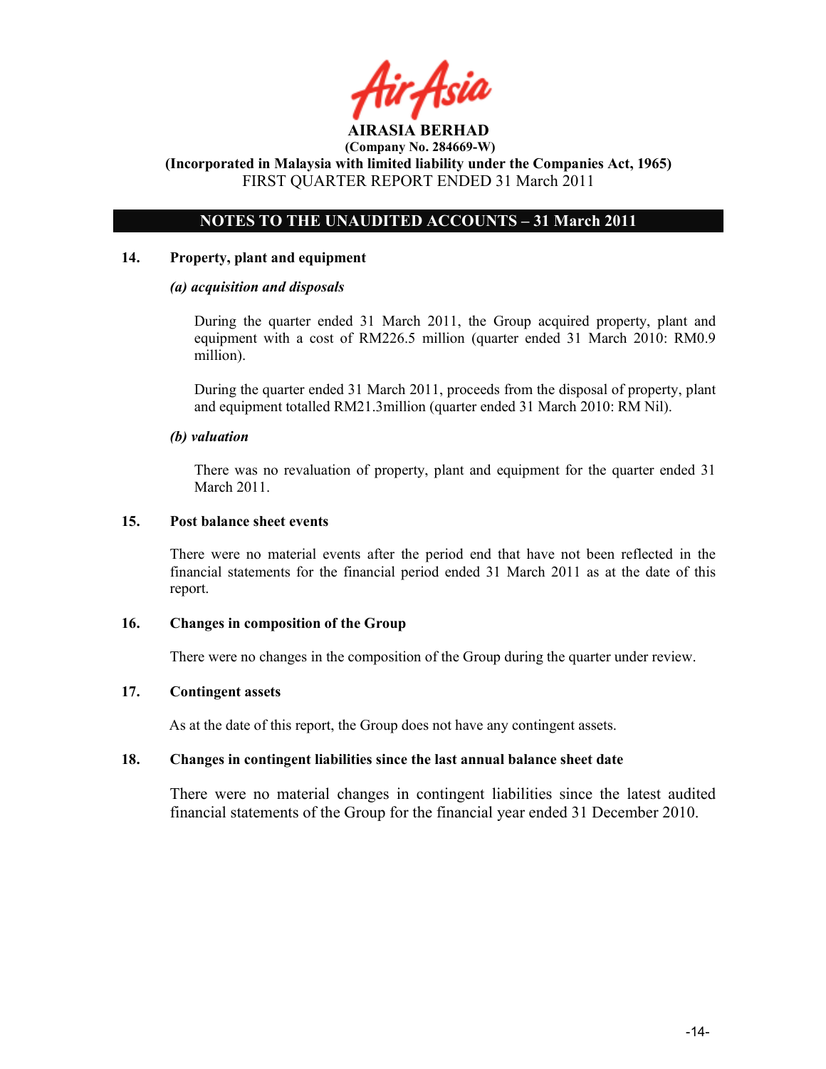**AIRASIA BERHAD**
**(Company No. 284669-W)**
**(Incorporated in Malaysia with limited liability under the Companies Act, 1965)**
FIRST QUARTER REPORT ENDED 31 March 2011

## NOTES TO THE UNAUDITED ACCOUNTS – 31 March 2011

### 14. Property, plant and equipment

***(a) acquisition and disposals***

During the quarter ended 31 March 2011, the Group acquired property, plant and equipment with a cost of RM226.5 million (quarter ended 31 March 2010: RM0.9 million).

During the quarter ended 31 March 2011, proceeds from the disposal of property, plant and equipment totalled RM21.3million (quarter ended 31 March 2010: RM Nil).

***(b) valuation***

There was no revaluation of property, plant and equipment for the quarter ended 31 March 2011.

### 15. Post balance sheet events

There were no material events after the period end that have not been reflected in the financial statements for the financial period ended 31 March 2011 as at the date of this report.

### 16. Changes in composition of the Group

There were no changes in the composition of the Group during the quarter under review.

### 17. Contingent assets

As at the date of this report, the Group does not have any contingent assets.

### 18. Changes in contingent liabilities since the last annual balance sheet date

There were no material changes in contingent liabilities since the latest audited financial statements of the Group for the financial year ended 31 December 2010.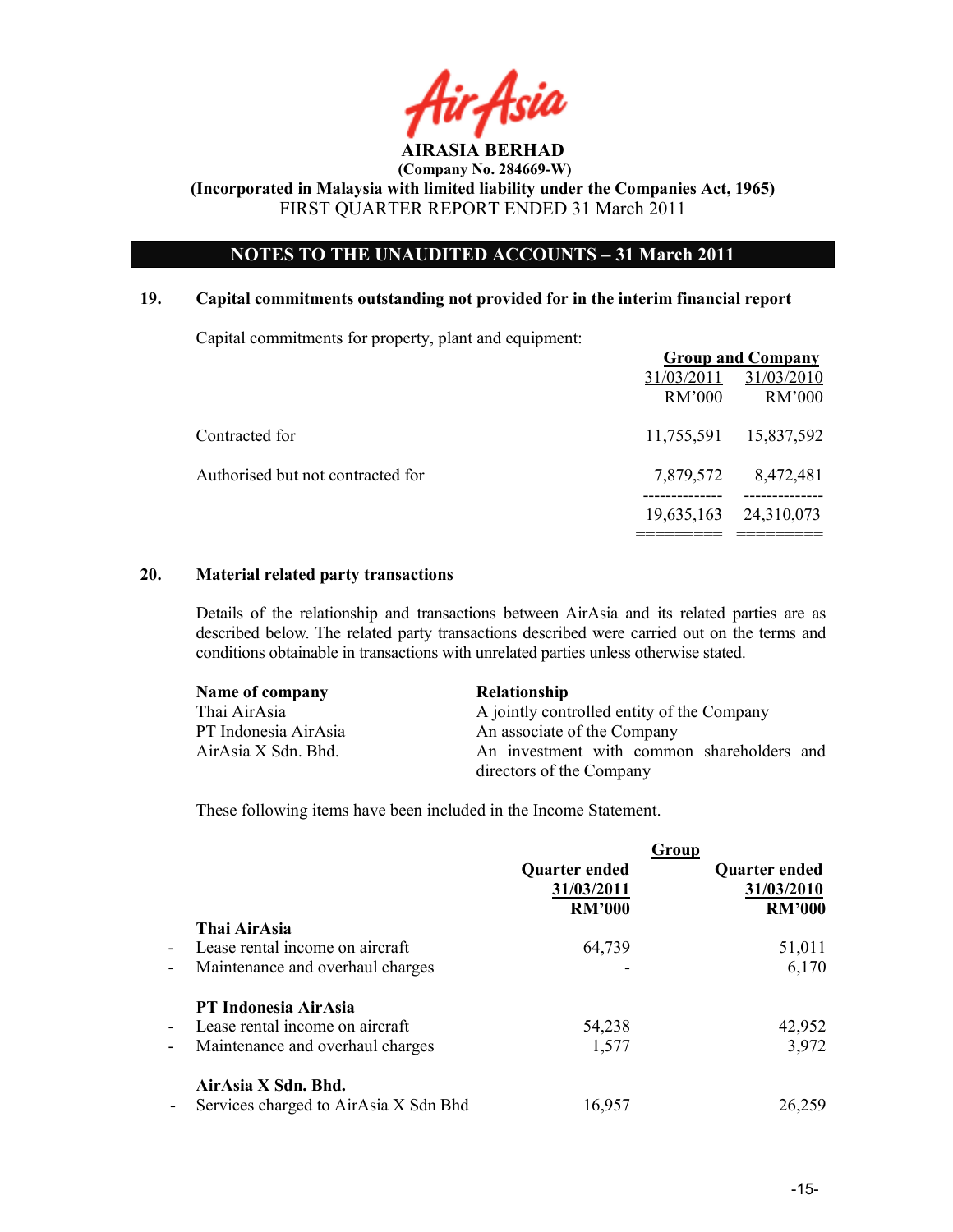**AIRASIA BERHAD**
**(Company No. 284669-W)**
**(Incorporated in Malaysia with limited liability under the Companies Act, 1965)**
FIRST QUARTER REPORT ENDED 31 March 2011

## NOTES TO THE UNAUDITED ACCOUNTS – 31 March 2011

### 19. Capital commitments outstanding not provided for in the interim financial report

Capital commitments for property, plant and equipment:

| | Group and Company | |
|---|---|---|
| | 31/03/2011 | 31/03/2010 |
| | RM'000 | RM'000 |
| Contracted for | 11,755,591 | 15,837,592 |
| Authorised but not contracted for | 7,879,572 | 8,472,481 |
| | 19,635,163 | 24,310,073 |

### 20. Material related party transactions

Details of the relationship and transactions between AirAsia and its related parties are as described below. The related party transactions described were carried out on the terms and conditions obtainable in transactions with unrelated parties unless otherwise stated.

| Name of company | Relationship |
|---|---|
| Thai AirAsia | A jointly controlled entity of the Company |
| PT Indonesia AirAsia | An associate of the Company |
| AirAsia X Sdn. Bhd. | An investment with common shareholders and directors of the Company |

These following items have been included in the Income Statement.

| | Group | |
|---|---|---|
| | **Quarter ended 31/03/2011** | **Quarter ended 31/03/2010** |
| | **RM'000** | **RM'000** |
| **Thai AirAsia** | | |
| - Lease rental income on aircraft | 64,739 | 51,011 |
| - Maintenance and overhaul charges | - | 6,170 |
| **PT Indonesia AirAsia** | | |
| - Lease rental income on aircraft | 54,238 | 42,952 |
| - Maintenance and overhaul charges | 1,577 | 3,972 |
| **AirAsia X Sdn. Bhd.** | | |
| - Services charged to AirAsia X Sdn Bhd | 16,957 | 26,259 |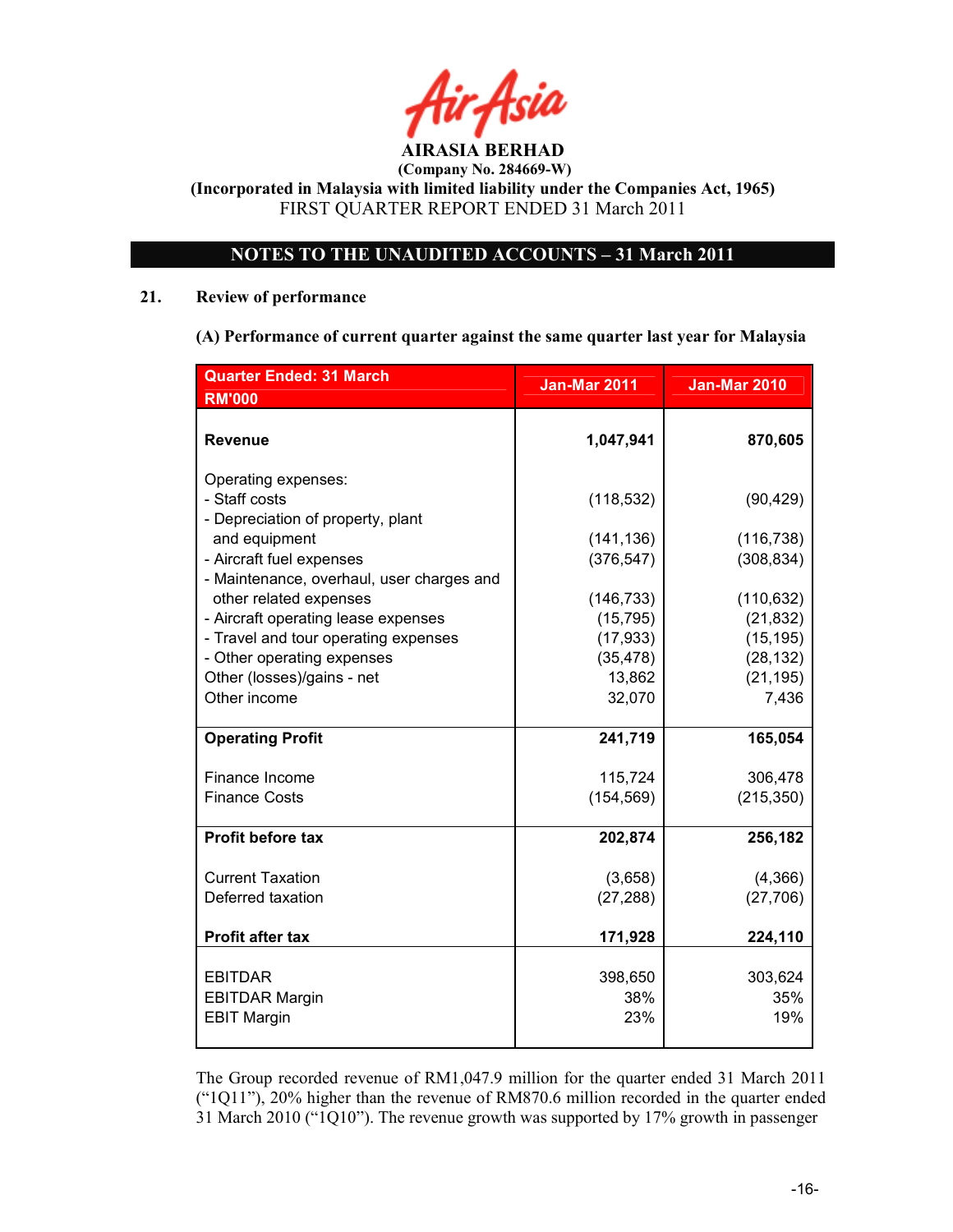AIRASIA BERHAD
(Company No. 284669-W)
(Incorporated in Malaysia with limited liability under the Companies Act, 1965)
FIRST QUARTER REPORT ENDED 31 March 2011

## NOTES TO THE UNAUDITED ACCOUNTS – 31 March 2011

### 21. Review of performance

**(A) Performance of current quarter against the same quarter last year for Malaysia**

| Quarter Ended: 31 March<br>RM'000 | Jan-Mar 2011 | Jan-Mar 2010 |
|---|---|---|
| **Revenue** | **1,047,941** | **870,605** |
| Operating expenses: | | |
| - Staff costs | (118,532) | (90,429) |
| - Depreciation of property, plant and equipment | (141,136) | (116,738) |
| - Aircraft fuel expenses | (376,547) | (308,834) |
| - Maintenance, overhaul, user charges and other related expenses | (146,733) | (110,632) |
| - Aircraft operating lease expenses | (15,795) | (21,832) |
| - Travel and tour operating expenses | (17,933) | (15,195) |
| - Other operating expenses | (35,478) | (28,132) |
| Other (losses)/gains - net | 13,862 | (21,195) |
| Other income | 32,070 | 7,436 |
| **Operating Profit** | **241,719** | **165,054** |
| Finance Income | 115,724 | 306,478 |
| Finance Costs | (154,569) | (215,350) |
| **Profit before tax** | **202,874** | **256,182** |
| Current Taxation | (3,658) | (4,366) |
| Deferred taxation | (27,288) | (27,706) |
| **Profit after tax** | **171,928** | **224,110** |
| EBITDAR | 398,650 | 303,624 |
| EBITDAR Margin | 38% | 35% |
| EBIT Margin | 23% | 19% |

The Group recorded revenue of RM1,047.9 million for the quarter ended 31 March 2011 ("1Q11"), 20% higher than the revenue of RM870.6 million recorded in the quarter ended 31 March 2010 ("1Q10"). The revenue growth was supported by 17% growth in passenger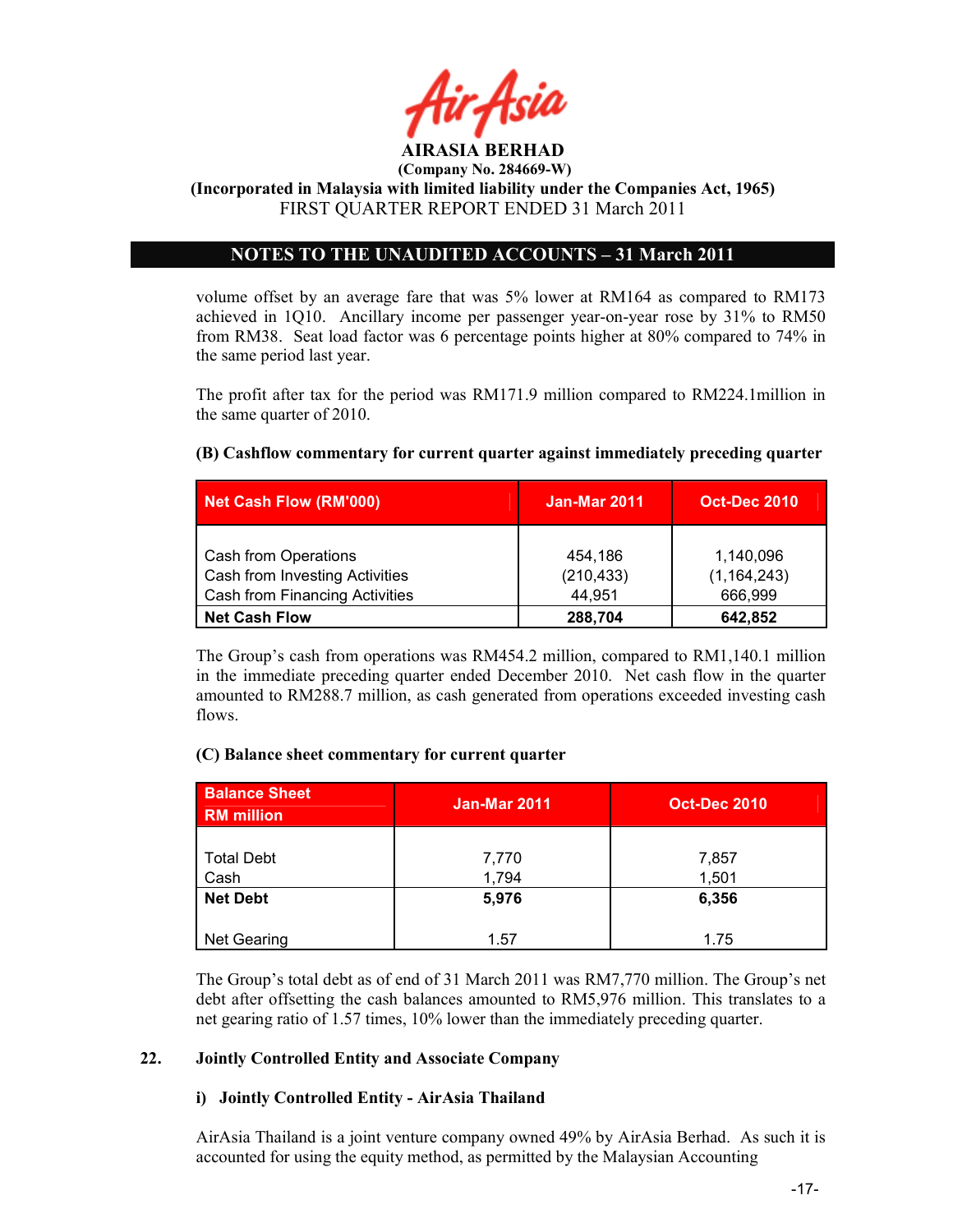volume offset by an average fare that was 5% lower at RM164 as compared to RM173 achieved in 1Q10. Ancillary income per passenger year-on-year rose by 31% to RM50 from RM38. Seat load factor was 6 percentage points higher at 80% compared to 74% in the same period last year.

The profit after tax for the period was RM171.9 million compared to RM224.1million in the same quarter of 2010.

**(B) Cashflow commentary for current quarter against immediately preceding quarter**

| Net Cash Flow (RM'000) | Jan-Mar 2011 | Oct-Dec 2010 |
|---|---|---|
| Cash from Operations | 454,186 | 1,140,096 |
| Cash from Investing Activities | (210,433) | (1,164,243) |
| Cash from Financing Activities | 44,951 | 666,999 |
| **Net Cash Flow** | **288,704** | **642,852** |

The Group's cash from operations was RM454.2 million, compared to RM1,140.1 million in the immediate preceding quarter ended December 2010. Net cash flow in the quarter amounted to RM288.7 million, as cash generated from operations exceeded investing cash flows.

**(C) Balance sheet commentary for current quarter**

| Balance Sheet RM million | Jan-Mar 2011 | Oct-Dec 2010 |
|---|---|---|
| Total Debt | 7,770 | 7,857 |
| Cash | 1,794 | 1,501 |
| **Net Debt** | **5,976** | **6,356** |
| Net Gearing | 1.57 | 1.75 |

The Group's total debt as of end of 31 March 2011 was RM7,770 million. The Group's net debt after offsetting the cash balances amounted to RM5,976 million. This translates to a net gearing ratio of 1.57 times, 10% lower than the immediately preceding quarter.

## 22. Jointly Controlled Entity and Associate Company

### i) Jointly Controlled Entity - AirAsia Thailand

AirAsia Thailand is a joint venture company owned 49% by AirAsia Berhad. As such it is accounted for using the equity method, as permitted by the Malaysian Accounting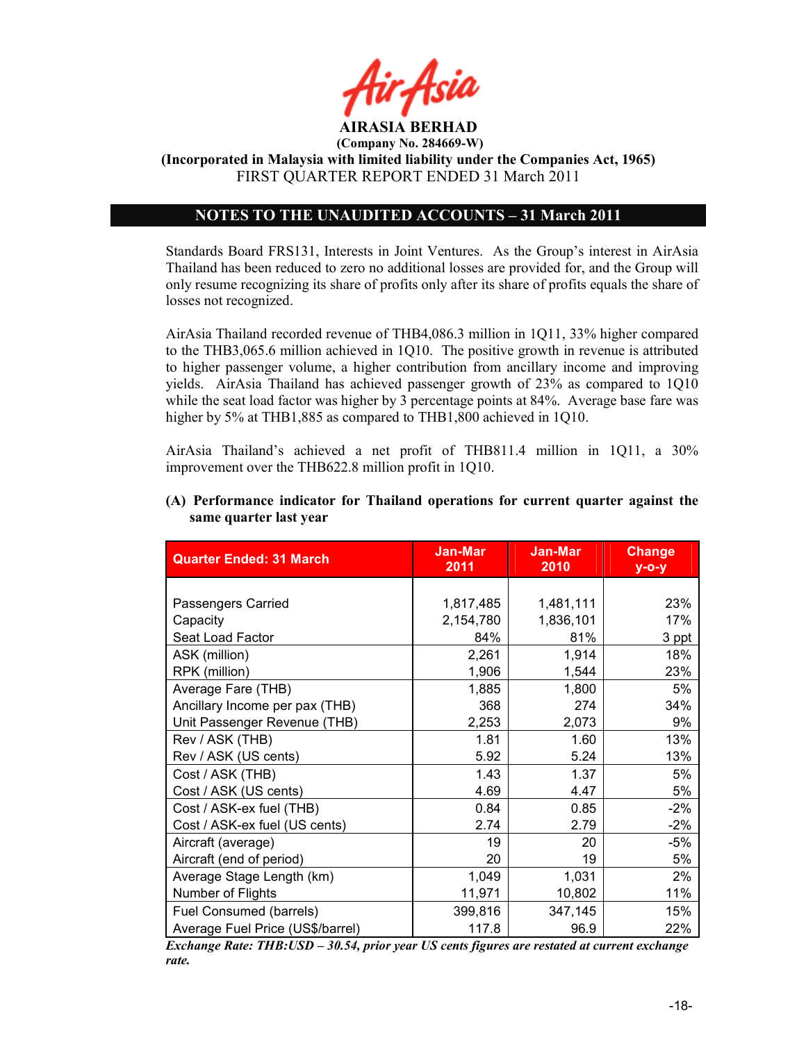# AIRASIA BERHAD

**(Company No. 284669-W)**

**(Incorporated in Malaysia with limited liability under the Companies Act, 1965)**

FIRST QUARTER REPORT ENDED 31 March 2011

## NOTES TO THE UNAUDITED ACCOUNTS – 31 March 2011

Standards Board FRS131, Interests in Joint Ventures. As the Group's interest in AirAsia Thailand has been reduced to zero no additional losses are provided for, and the Group will only resume recognizing its share of profits only after its share of profits equals the share of losses not recognized.

AirAsia Thailand recorded revenue of THB4,086.3 million in 1Q11, 33% higher compared to the THB3,065.6 million achieved in 1Q10. The positive growth in revenue is attributed to higher passenger volume, a higher contribution from ancillary income and improving yields. AirAsia Thailand has achieved passenger growth of 23% as compared to 1Q10 while the seat load factor was higher by 3 percentage points at 84%. Average base fare was higher by 5% at THB1,885 as compared to THB1,800 achieved in 1Q10.

AirAsia Thailand's achieved a net profit of THB811.4 million in 1Q11, a 30% improvement over the THB622.8 million profit in 1Q10.

**(A) Performance indicator for Thailand operations for current quarter against the same quarter last year**

| Quarter Ended: 31 March | Jan-Mar 2011 | Jan-Mar 2010 | Change y-o-y |
|---|---|---|---|
| Passengers Carried | 1,817,485 | 1,481,111 | 23% |
| Capacity | 2,154,780 | 1,836,101 | 17% |
| Seat Load Factor | 84% | 81% | 3 ppt |
| ASK (million) | 2,261 | 1,914 | 18% |
| RPK (million) | 1,906 | 1,544 | 23% |
| Average Fare (THB) | 1,885 | 1,800 | 5% |
| Ancillary Income per pax (THB) | 368 | 274 | 34% |
| Unit Passenger Revenue (THB) | 2,253 | 2,073 | 9% |
| Rev / ASK (THB) | 1.81 | 1.60 | 13% |
| Rev / ASK (US cents) | 5.92 | 5.24 | 13% |
| Cost / ASK (THB) | 1.43 | 1.37 | 5% |
| Cost / ASK (US cents) | 4.69 | 4.47 | 5% |
| Cost / ASK-ex fuel (THB) | 0.84 | 0.85 | -2% |
| Cost / ASK-ex fuel (US cents) | 2.74 | 2.79 | -2% |
| Aircraft (average) | 19 | 20 | -5% |
| Aircraft (end of period) | 20 | 19 | 5% |
| Average Stage Length (km) | 1,049 | 1,031 | 2% |
| Number of Flights | 11,971 | 10,802 | 11% |
| Fuel Consumed (barrels) | 399,816 | 347,145 | 15% |
| Average Fuel Price (US$/barrel) | 117.8 | 96.9 | 22% |

***Exchange Rate: THB:USD – 30.54, prior year US cents figures are restated at current exchange rate.***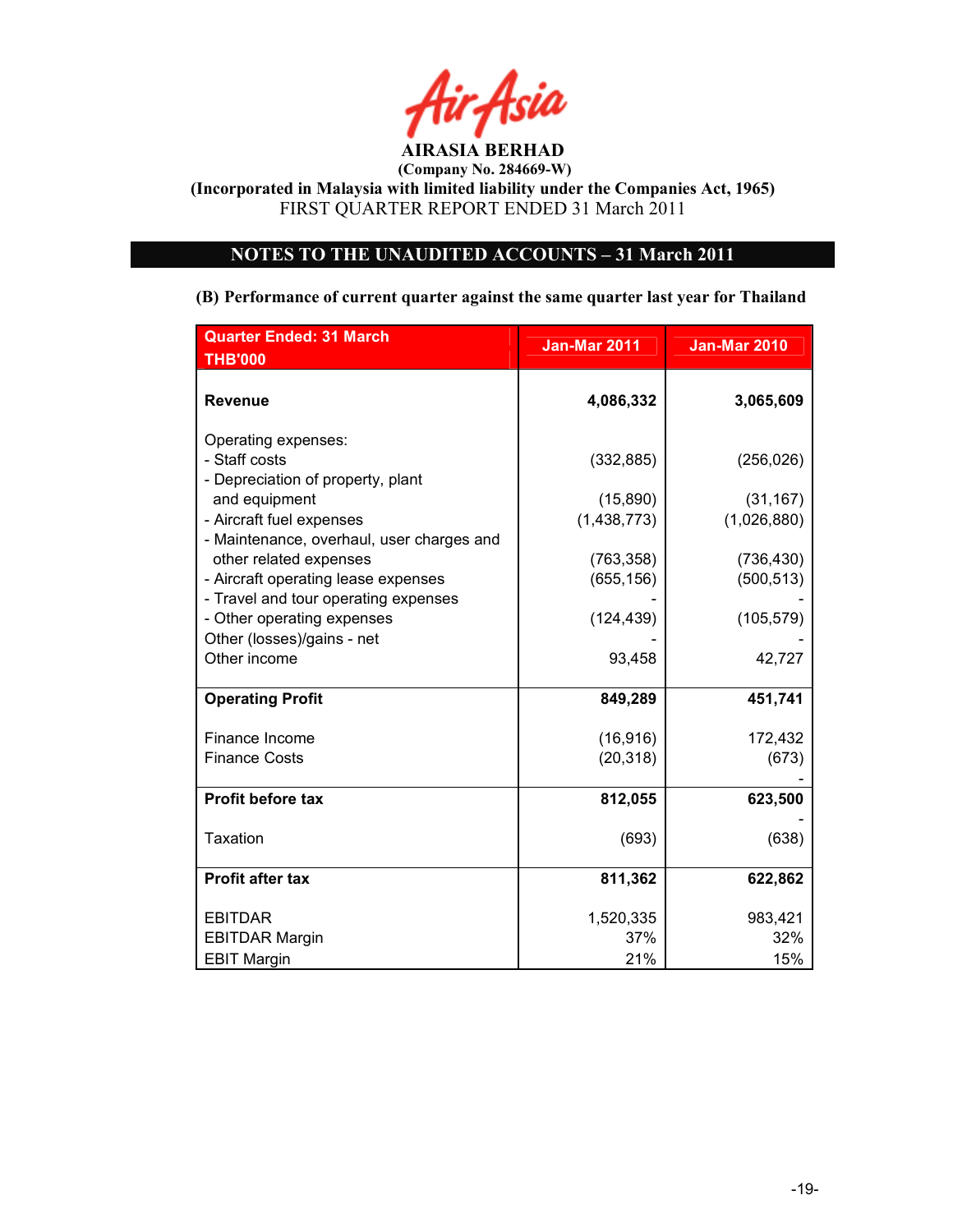AirAsia

**AIRASIA BERHAD**
**(Company No. 284669-W)**
**(Incorporated in Malaysia with limited liability under the Companies Act, 1965)**
FIRST QUARTER REPORT ENDED 31 March 2011

## NOTES TO THE UNAUDITED ACCOUNTS – 31 March 2011

**(B) Performance of current quarter against the same quarter last year for Thailand**

| Quarter Ended: 31 March THB'000 | Jan-Mar 2011 | Jan-Mar 2010 |
|---|---|---|
| **Revenue** | **4,086,332** | **3,065,609** |
| Operating expenses: | | |
| - Staff costs | (332,885) | (256,026) |
| - Depreciation of property, plant and equipment | (15,890) | (31,167) |
| - Aircraft fuel expenses | (1,438,773) | (1,026,880) |
| - Maintenance, overhaul, user charges and other related expenses | (763,358) | (736,430) |
| - Aircraft operating lease expenses | (655,156) | (500,513) |
| - Travel and tour operating expenses | - | - |
| - Other operating expenses | (124,439) | (105,579) |
| Other (losses)/gains - net | - | - |
| Other income | 93,458 | 42,727 |
| **Operating Profit** | **849,289** | **451,741** |
| Finance Income | (16,916) | 172,432 |
| Finance Costs | (20,318) | (673) |
| | | - |
| **Profit before tax** | **812,055** | **623,500** |
| | | - |
| Taxation | (693) | (638) |
| **Profit after tax** | **811,362** | **622,862** |
| EBITDAR | 1,520,335 | 983,421 |
| EBITDAR Margin | 37% | 32% |
| EBIT Margin | 21% | 15% |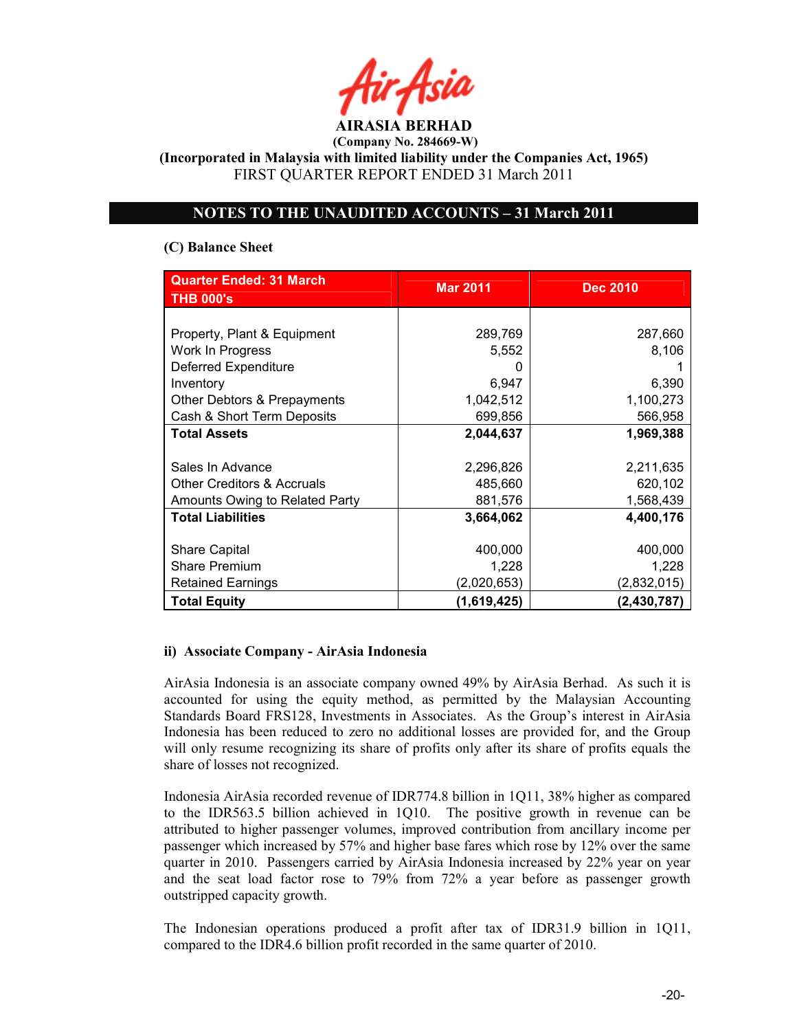AIRASIA BERHAD

(Company No. 284669-W)

(Incorporated in Malaysia with limited liability under the Companies Act, 1965)

FIRST QUARTER REPORT ENDED 31 March 2011

## NOTES TO THE UNAUDITED ACCOUNTS – 31 March 2011

### (C) Balance Sheet

| Quarter Ended: 31 March<br>THB 000's | Mar 2011 | Dec 2010 |
|---|---|---|
| Property, Plant & Equipment | 289,769 | 287,660 |
| Work In Progress | 5,552 | 8,106 |
| Deferred Expenditure | 0 | 1 |
| Inventory | 6,947 | 6,390 |
| Other Debtors & Prepayments | 1,042,512 | 1,100,273 |
| Cash & Short Term Deposits | 699,856 | 566,958 |
| **Total Assets** | **2,044,637** | **1,969,388** |
| Sales In Advance | 2,296,826 | 2,211,635 |
| Other Creditors & Accruals | 485,660 | 620,102 |
| Amounts Owing to Related Party | 881,576 | 1,568,439 |
| **Total Liabilities** | **3,664,062** | **4,400,176** |
| Share Capital | 400,000 | 400,000 |
| Share Premium | 1,228 | 1,228 |
| Retained Earnings | (2,020,653) | (2,832,015) |
| **Total Equity** | **(1,619,425)** | **(2,430,787)** |

### ii) Associate Company - AirAsia Indonesia

AirAsia Indonesia is an associate company owned 49% by AirAsia Berhad. As such it is accounted for using the equity method, as permitted by the Malaysian Accounting Standards Board FRS128, Investments in Associates. As the Group's interest in AirAsia Indonesia has been reduced to zero no additional losses are provided for, and the Group will only resume recognizing its share of profits only after its share of profits equals the share of losses not recognized.

Indonesia AirAsia recorded revenue of IDR774.8 billion in 1Q11, 38% higher as compared to the IDR563.5 billion achieved in 1Q10. The positive growth in revenue can be attributed to higher passenger volumes, improved contribution from ancillary income per passenger which increased by 57% and higher base fares which rose by 12% over the same quarter in 2010. Passengers carried by AirAsia Indonesia increased by 22% year on year and the seat load factor rose to 79% from 72% a year before as passenger growth outstripped capacity growth.

The Indonesian operations produced a profit after tax of IDR31.9 billion in 1Q11, compared to the IDR4.6 billion profit recorded in the same quarter of 2010.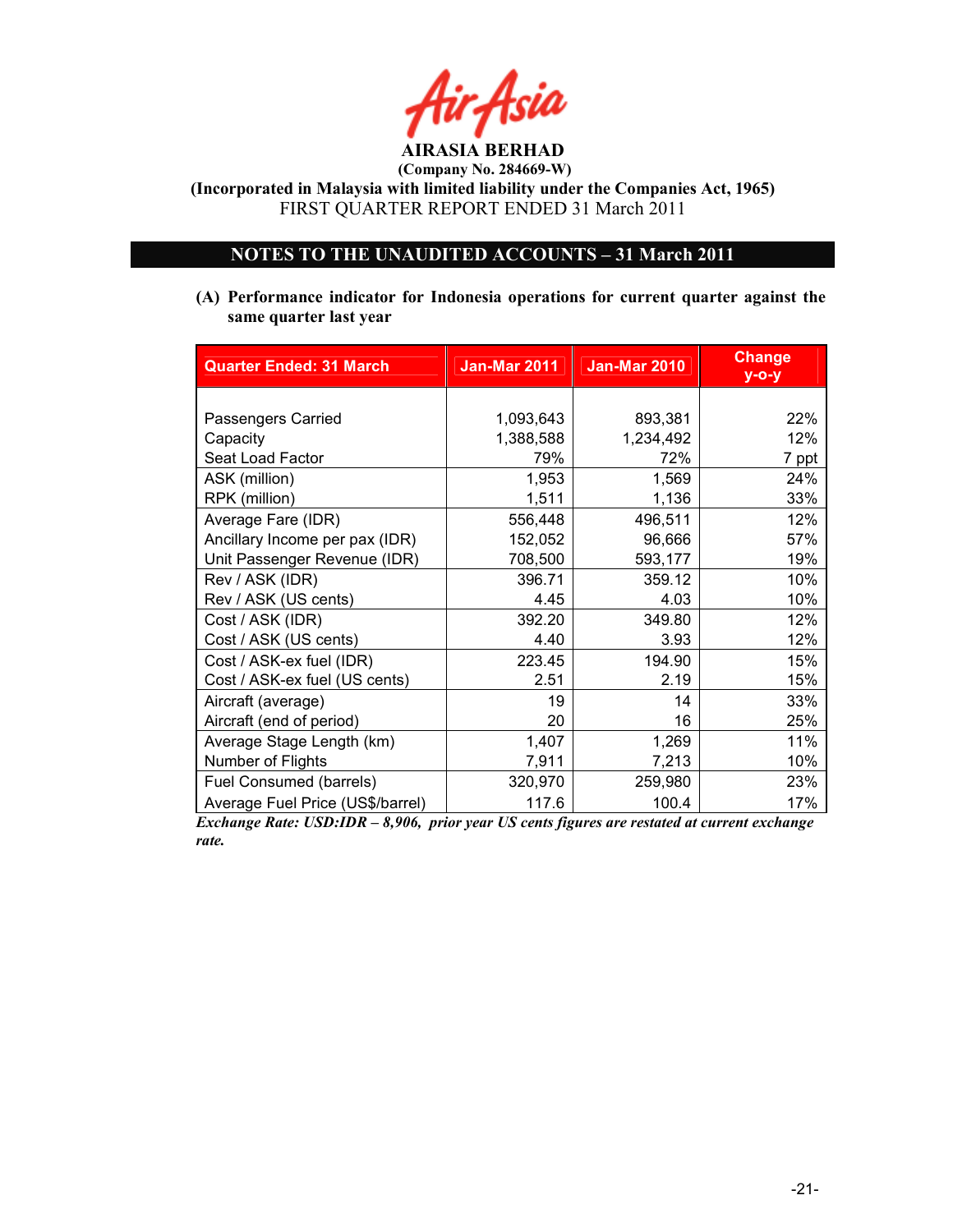**AIRASIA BERHAD**
**(Company No. 284669-W)**
**(Incorporated in Malaysia with limited liability under the Companies Act, 1965)**
FIRST QUARTER REPORT ENDED 31 March 2011

## NOTES TO THE UNAUDITED ACCOUNTS – 31 March 2011

**(A) Performance indicator for Indonesia operations for current quarter against the same quarter last year**

| Quarter Ended: 31 March | Jan-Mar 2011 | Jan-Mar 2010 | Change y-o-y |
|---|---|---|---|
| Passengers Carried | 1,093,643 | 893,381 | 22% |
| Capacity | 1,388,588 | 1,234,492 | 12% |
| Seat Load Factor | 79% | 72% | 7 ppt |
| ASK (million) | 1,953 | 1,569 | 24% |
| RPK (million) | 1,511 | 1,136 | 33% |
| Average Fare (IDR) | 556,448 | 496,511 | 12% |
| Ancillary Income per pax (IDR) | 152,052 | 96,666 | 57% |
| Unit Passenger Revenue (IDR) | 708,500 | 593,177 | 19% |
| Rev / ASK (IDR) | 396.71 | 359.12 | 10% |
| Rev / ASK (US cents) | 4.45 | 4.03 | 10% |
| Cost / ASK (IDR) | 392.20 | 349.80 | 12% |
| Cost / ASK (US cents) | 4.40 | 3.93 | 12% |
| Cost / ASK-ex fuel (IDR) | 223.45 | 194.90 | 15% |
| Cost / ASK-ex fuel (US cents) | 2.51 | 2.19 | 15% |
| Aircraft (average) | 19 | 14 | 33% |
| Aircraft (end of period) | 20 | 16 | 25% |
| Average Stage Length (km) | 1,407 | 1,269 | 11% |
| Number of Flights | 7,911 | 7,213 | 10% |
| Fuel Consumed (barrels) | 320,970 | 259,980 | 23% |
| Average Fuel Price (US$/barrel) | 117.6 | 100.4 | 17% |

***Exchange Rate: USD:IDR – 8,906, prior year US cents figures are restated at current exchange rate.***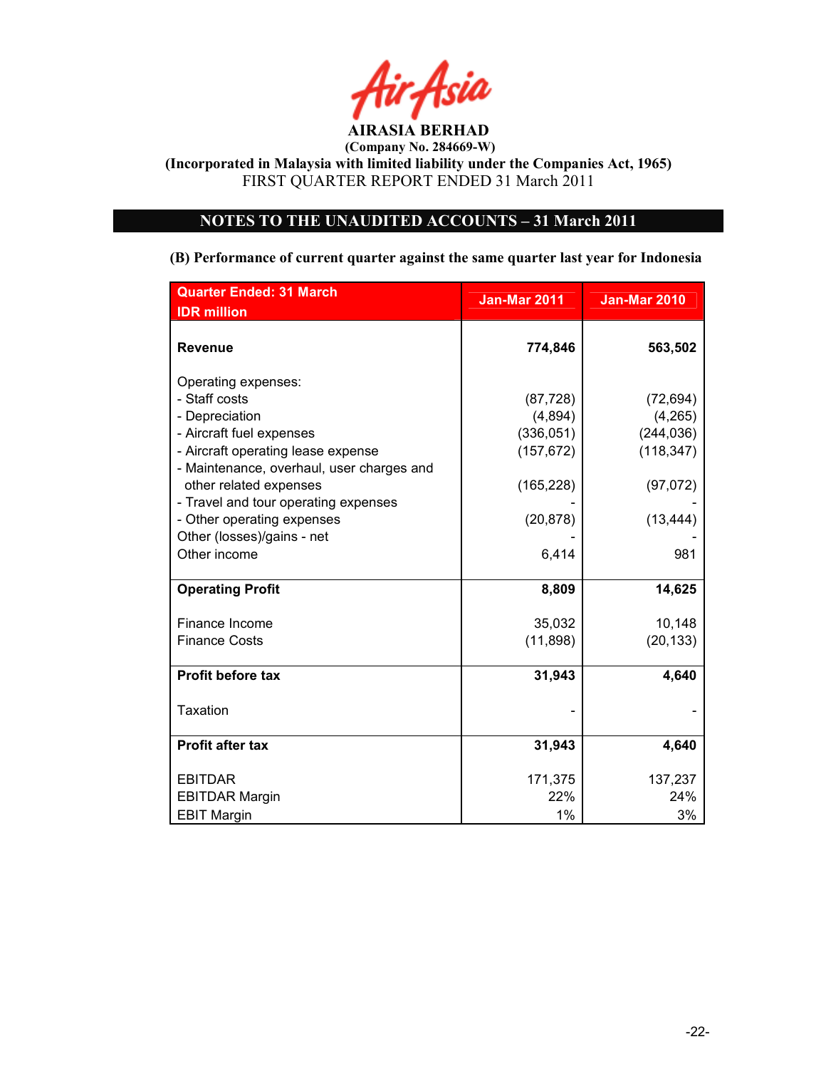**AIRASIA BERHAD**
**(Company No. 284669-W)**
**(Incorporated in Malaysia with limited liability under the Companies Act, 1965)**
FIRST QUARTER REPORT ENDED 31 March 2011

## NOTES TO THE UNAUDITED ACCOUNTS – 31 March 2011

**(B) Performance of current quarter against the same quarter last year for Indonesia**

| Quarter Ended: 31 March<br>IDR million | Jan-Mar 2011 | Jan-Mar 2010 |
|---|---|---|
| **Revenue** | **774,846** | **563,502** |
| Operating expenses: | | |
| - Staff costs | (87,728) | (72,694) |
| - Depreciation | (4,894) | (4,265) |
| - Aircraft fuel expenses | (336,051) | (244,036) |
| - Aircraft operating lease expense | (157,672) | (118,347) |
| - Maintenance, overhaul, user charges and other related expenses | (165,228) | (97,072) |
| - Travel and tour operating expenses | - | - |
| - Other operating expenses | (20,878) | (13,444) |
| Other (losses)/gains - net | - | - |
| Other income | 6,414 | 981 |
| **Operating Profit** | **8,809** | **14,625** |
| Finance Income | 35,032 | 10,148 |
| Finance Costs | (11,898) | (20,133) |
| **Profit before tax** | **31,943** | **4,640** |
| Taxation | - | - |
| **Profit after tax** | **31,943** | **4,640** |
| EBITDAR | 171,375 | 137,237 |
| EBITDAR Margin | 22% | 24% |
| EBIT Margin | 1% | 3% |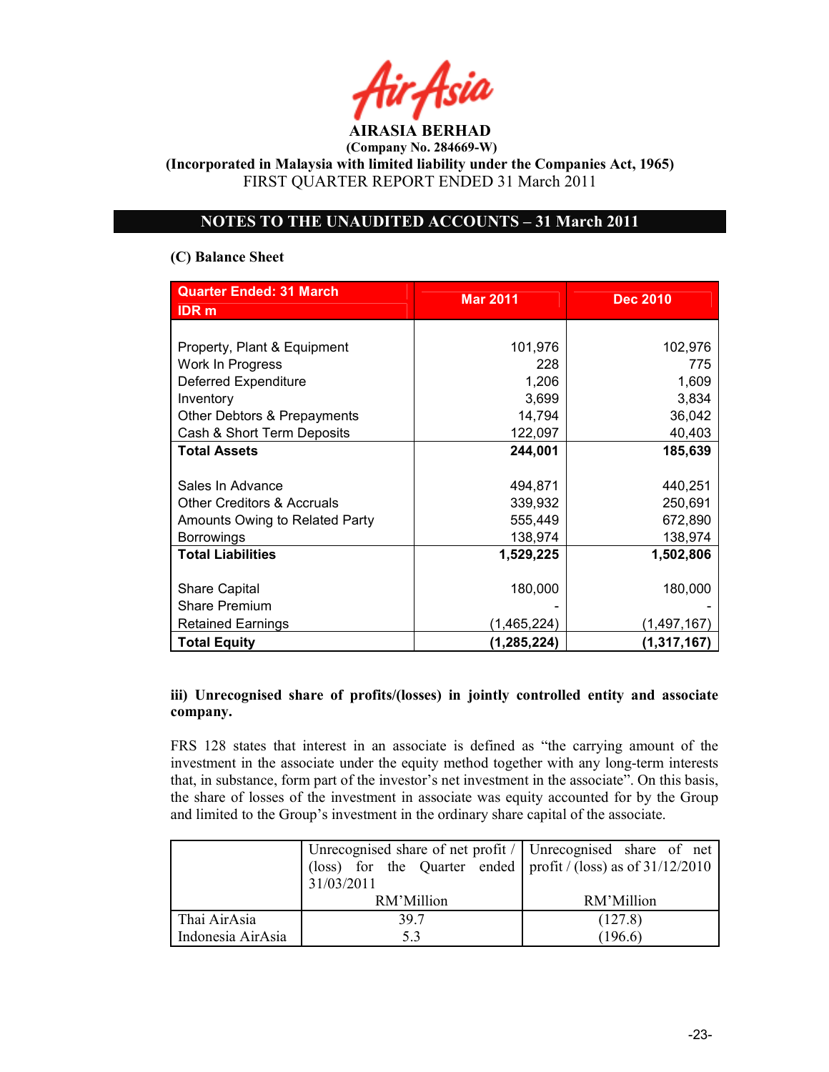AirAsia

**AIRASIA BERHAD**
**(Company No. 284669-W)**
**(Incorporated in Malaysia with limited liability under the Companies Act, 1965)**
FIRST QUARTER REPORT ENDED 31 March 2011

## NOTES TO THE UNAUDITED ACCOUNTS – 31 March 2011

**(C) Balance Sheet**

| Quarter Ended: 31 March<br>IDR m | Mar 2011 | Dec 2010 |
|---|---|---|
| Property, Plant & Equipment | 101,976 | 102,976 |
| Work In Progress | 228 | 775 |
| Deferred Expenditure | 1,206 | 1,609 |
| Inventory | 3,699 | 3,834 |
| Other Debtors & Prepayments | 14,794 | 36,042 |
| Cash & Short Term Deposits | 122,097 | 40,403 |
| **Total Assets** | **244,001** | **185,639** |
| Sales In Advance | 494,871 | 440,251 |
| Other Creditors & Accruals | 339,932 | 250,691 |
| Amounts Owing to Related Party | 555,449 | 672,890 |
| Borrowings | 138,974 | 138,974 |
| **Total Liabilities** | **1,529,225** | **1,502,806** |
| Share Capital | 180,000 | 180,000 |
| Share Premium | - | - |
| Retained Earnings | (1,465,224) | (1,497,167) |
| **Total Equity** | **(1,285,224)** | **(1,317,167)** |

**iii) Unrecognised share of profits/(losses) in jointly controlled entity and associate company.**

FRS 128 states that interest in an associate is defined as "the carrying amount of the investment in the associate under the equity method together with any long-term interests that, in substance, form part of the investor's net investment in the associate". On this basis, the share of losses of the investment in associate was equity accounted for by the Group and limited to the Group's investment in the ordinary share capital of the associate.

| | Unrecognised share of net profit / (loss) for the Quarter ended 31/03/2011<br>RM'Million | Unrecognised share of net profit / (loss) as of 31/12/2010<br>RM'Million |
|---|---|---|
| Thai AirAsia | 39.7 | (127.8) |
| Indonesia AirAsia | 5.3 | (196.6) |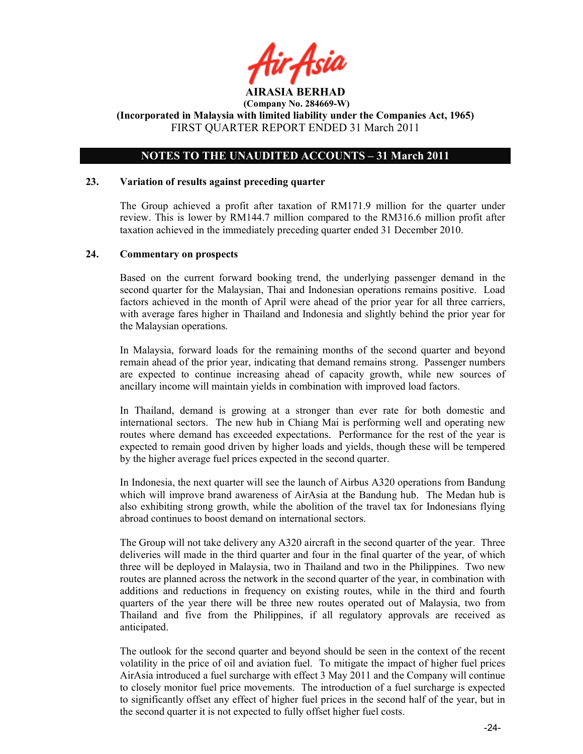**AIRASIA BERHAD**
**(Company No. 284669-W)**
**(Incorporated in Malaysia with limited liability under the Companies Act, 1965)**
FIRST QUARTER REPORT ENDED 31 March 2011

## NOTES TO THE UNAUDITED ACCOUNTS – 31 March 2011

### 23. Variation of results against preceding quarter

The Group achieved a profit after taxation of RM171.9 million for the quarter under review. This is lower by RM144.7 million compared to the RM316.6 million profit after taxation achieved in the immediately preceding quarter ended 31 December 2010.

### 24. Commentary on prospects

Based on the current forward booking trend, the underlying passenger demand in the second quarter for the Malaysian, Thai and Indonesian operations remains positive. Load factors achieved in the month of April were ahead of the prior year for all three carriers, with average fares higher in Thailand and Indonesia and slightly behind the prior year for the Malaysian operations.

In Malaysia, forward loads for the remaining months of the second quarter and beyond remain ahead of the prior year, indicating that demand remains strong. Passenger numbers are expected to continue increasing ahead of capacity growth, while new sources of ancillary income will maintain yields in combination with improved load factors.

In Thailand, demand is growing at a stronger than ever rate for both domestic and international sectors. The new hub in Chiang Mai is performing well and operating new routes where demand has exceeded expectations. Performance for the rest of the year is expected to remain good driven by higher loads and yields, though these will be tempered by the higher average fuel prices expected in the second quarter.

In Indonesia, the next quarter will see the launch of Airbus A320 operations from Bandung which will improve brand awareness of AirAsia at the Bandung hub. The Medan hub is also exhibiting strong growth, while the abolition of the travel tax for Indonesians flying abroad continues to boost demand on international sectors.

The Group will not take delivery any A320 aircraft in the second quarter of the year. Three deliveries will made in the third quarter and four in the final quarter of the year, of which three will be deployed in Malaysia, two in Thailand and two in the Philippines. Two new routes are planned across the network in the second quarter of the year, in combination with additions and reductions in frequency on existing routes, while in the third and fourth quarters of the year there will be three new routes operated out of Malaysia, two from Thailand and five from the Philippines, if all regulatory approvals are received as anticipated.

The outlook for the second quarter and beyond should be seen in the context of the recent volatility in the price of oil and aviation fuel. To mitigate the impact of higher fuel prices AirAsia introduced a fuel surcharge with effect 3 May 2011 and the Company will continue to closely monitor fuel price movements. The introduction of a fuel surcharge is expected to significantly offset any effect of higher fuel prices in the second half of the year, but in the second quarter it is not expected to fully offset higher fuel costs.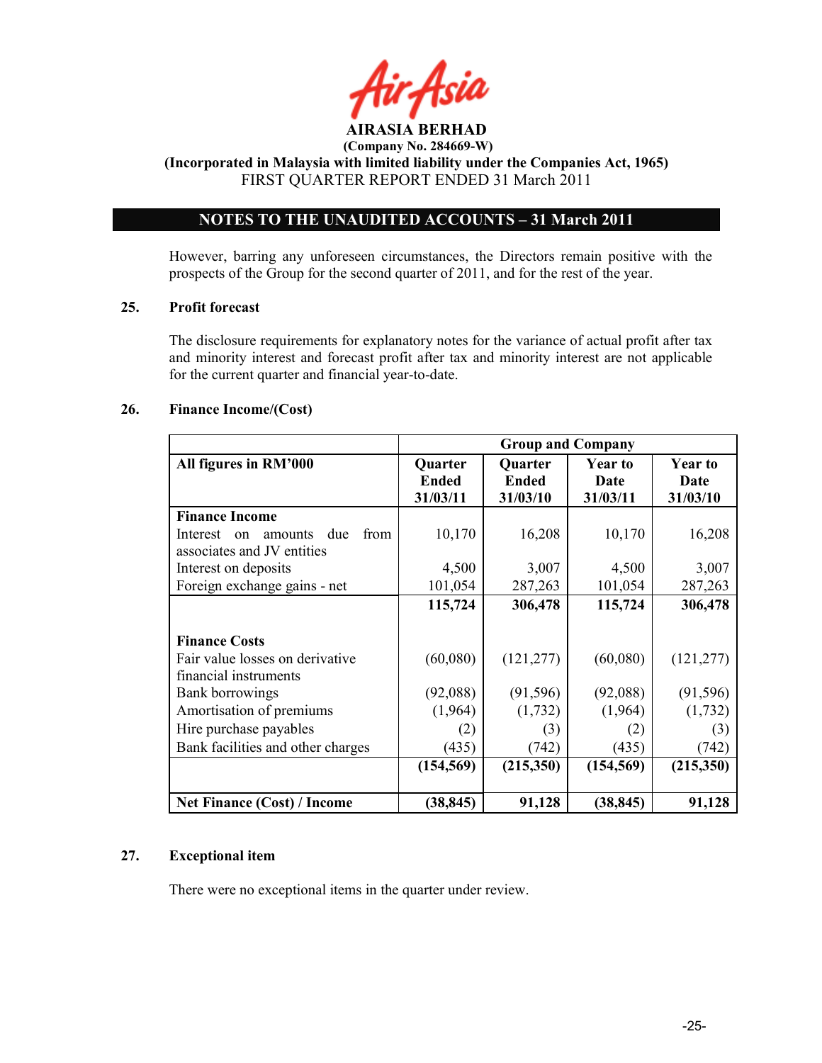**AIRASIA BERHAD**
**(Company No. 284669-W)**
**(Incorporated in Malaysia with limited liability under the Companies Act, 1965)**
FIRST QUARTER REPORT ENDED 31 March 2011

## NOTES TO THE UNAUDITED ACCOUNTS – 31 March 2011

However, barring any unforeseen circumstances, the Directors remain positive with the prospects of the Group for the second quarter of 2011, and for the rest of the year.

### 25. Profit forecast

The disclosure requirements for explanatory notes for the variance of actual profit after tax and minority interest and forecast profit after tax and minority interest are not applicable for the current quarter and financial year-to-date.

### 26. Finance Income/(Cost)

| | Group and Company | | | |
|---|---|---|---|---|
| **All figures in RM'000** | **Quarter Ended 31/03/11** | **Quarter Ended 31/03/10** | **Year to Date 31/03/11** | **Year to Date 31/03/10** |
| **Finance Income** | | | | |
| Interest on amounts due from associates and JV entities | 10,170 | 16,208 | 10,170 | 16,208 |
| Interest on deposits | 4,500 | 3,007 | 4,500 | 3,007 |
| Foreign exchange gains - net | 101,054 | 287,263 | 101,054 | 287,263 |
| | **115,724** | **306,478** | **115,724** | **306,478** |
| **Finance Costs** | | | | |
| Fair value losses on derivative financial instruments | (60,080) | (121,277) | (60,080) | (121,277) |
| Bank borrowings | (92,088) | (91,596) | (92,088) | (91,596) |
| Amortisation of premiums | (1,964) | (1,732) | (1,964) | (1,732) |
| Hire purchase payables | (2) | (3) | (2) | (3) |
| Bank facilities and other charges | (435) | (742) | (435) | (742) |
| | **(154,569)** | **(215,350)** | **(154,569)** | **(215,350)** |
| **Net Finance (Cost) / Income** | **(38,845)** | **91,128** | **(38,845)** | **91,128** |

### 27. Exceptional item

There were no exceptional items in the quarter under review.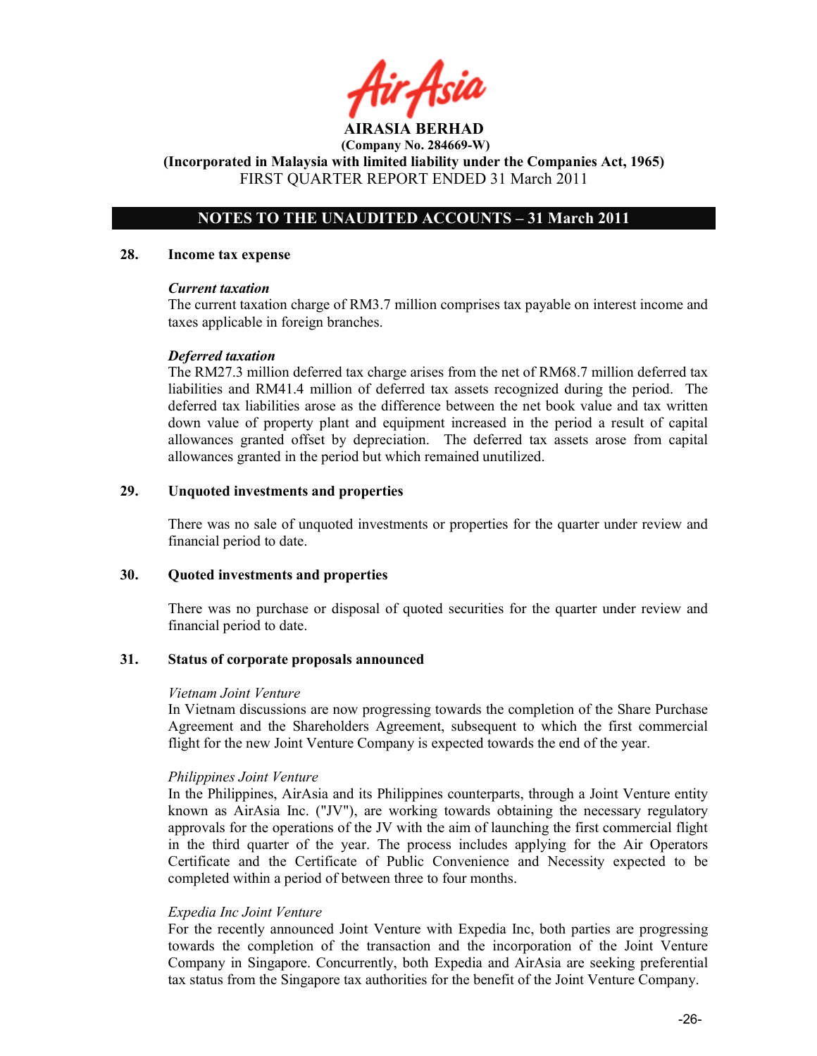**AIRASIA BERHAD**
**(Company No. 284669-W)**
**(Incorporated in Malaysia with limited liability under the Companies Act, 1965)**
FIRST QUARTER REPORT ENDED 31 March 2011

## NOTES TO THE UNAUDITED ACCOUNTS – 31 March 2011

### 28. Income tax expense

***Current taxation***
The current taxation charge of RM3.7 million comprises tax payable on interest income and taxes applicable in foreign branches.

***Deferred taxation***
The RM27.3 million deferred tax charge arises from the net of RM68.7 million deferred tax liabilities and RM41.4 million of deferred tax assets recognized during the period. The deferred tax liabilities arose as the difference between the net book value and tax written down value of property plant and equipment increased in the period a result of capital allowances granted offset by depreciation. The deferred tax assets arose from capital allowances granted in the period but which remained unutilized.

### 29. Unquoted investments and properties

There was no sale of unquoted investments or properties for the quarter under review and financial period to date.

### 30. Quoted investments and properties

There was no purchase or disposal of quoted securities for the quarter under review and financial period to date.

### 31. Status of corporate proposals announced

*Vietnam Joint Venture*
In Vietnam discussions are now progressing towards the completion of the Share Purchase Agreement and the Shareholders Agreement, subsequent to which the first commercial flight for the new Joint Venture Company is expected towards the end of the year.

*Philippines Joint Venture*
In the Philippines, AirAsia and its Philippines counterparts, through a Joint Venture entity known as AirAsia Inc. ("JV"), are working towards obtaining the necessary regulatory approvals for the operations of the JV with the aim of launching the first commercial flight in the third quarter of the year. The process includes applying for the Air Operators Certificate and the Certificate of Public Convenience and Necessity expected to be completed within a period of between three to four months.

*Expedia Inc Joint Venture*
For the recently announced Joint Venture with Expedia Inc, both parties are progressing towards the completion of the transaction and the incorporation of the Joint Venture Company in Singapore. Concurrently, both Expedia and AirAsia are seeking preferential tax status from the Singapore tax authorities for the benefit of the Joint Venture Company.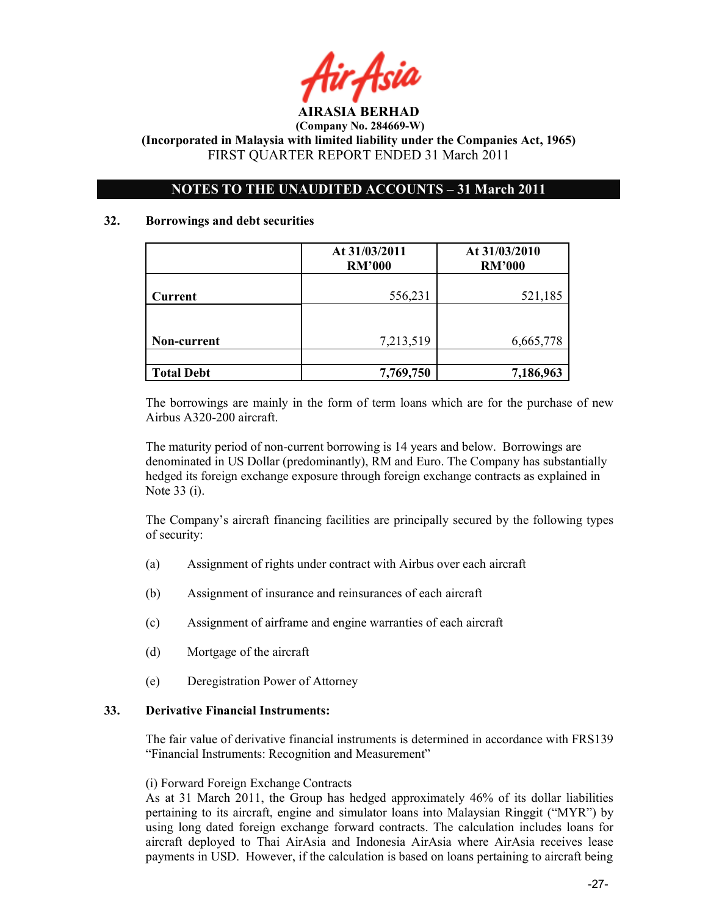**AIRASIA BERHAD**
**(Company No. 284669-W)**
**(Incorporated in Malaysia with limited liability under the Companies Act, 1965)**
FIRST QUARTER REPORT ENDED 31 March 2011

**NOTES TO THE UNAUDITED ACCOUNTS – 31 March 2011**

## 32. Borrowings and debt securities

| | At 31/03/2011 RM'000 | At 31/03/2010 RM'000 |
|---|---|---|
| **Current** | 556,231 | 521,185 |
| **Non-current** | 7,213,519 | 6,665,778 |
| **Total Debt** | **7,769,750** | **7,186,963** |

The borrowings are mainly in the form of term loans which are for the purchase of new Airbus A320-200 aircraft.

The maturity period of non-current borrowing is 14 years and below. Borrowings are denominated in US Dollar (predominantly), RM and Euro. The Company has substantially hedged its foreign exchange exposure through foreign exchange contracts as explained in Note 33 (i).

The Company's aircraft financing facilities are principally secured by the following types of security:

(a) Assignment of rights under contract with Airbus over each aircraft

(b) Assignment of insurance and reinsurances of each aircraft

(c) Assignment of airframe and engine warranties of each aircraft

(d) Mortgage of the aircraft

(e) Deregistration Power of Attorney

## 33. Derivative Financial Instruments:

The fair value of derivative financial instruments is determined in accordance with FRS139 "Financial Instruments: Recognition and Measurement"

(i) Forward Foreign Exchange Contracts
As at 31 March 2011, the Group has hedged approximately 46% of its dollar liabilities pertaining to its aircraft, engine and simulator loans into Malaysian Ringgit ("MYR") by using long dated foreign exchange forward contracts. The calculation includes loans for aircraft deployed to Thai AirAsia and Indonesia AirAsia where AirAsia receives lease payments in USD. However, if the calculation is based on loans pertaining to aircraft being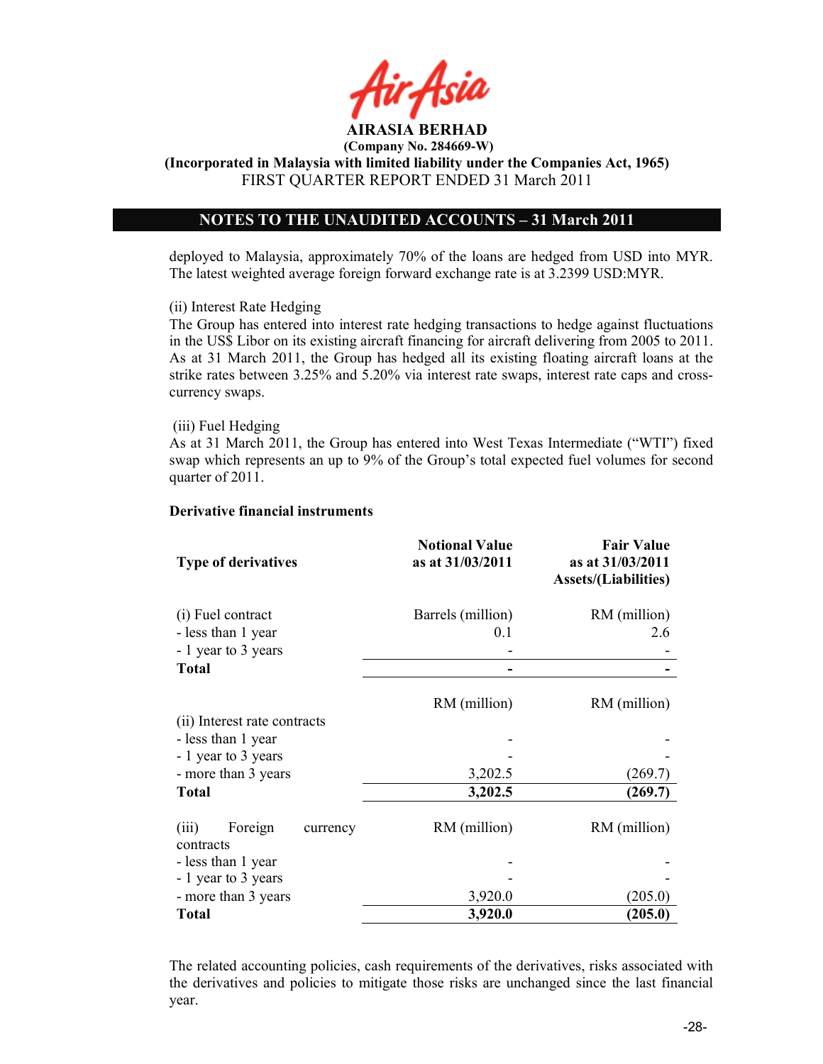deployed to Malaysia, approximately 70% of the loans are hedged from USD into MYR. The latest weighted average foreign forward exchange rate is at 3.2399 USD:MYR.

(ii) Interest Rate Hedging

The Group has entered into interest rate hedging transactions to hedge against fluctuations in the US$ Libor on its existing aircraft financing for aircraft delivering from 2005 to 2011. As at 31 March 2011, the Group has hedged all its existing floating aircraft loans at the strike rates between 3.25% and 5.20% via interest rate swaps, interest rate caps and cross-currency swaps.

(iii) Fuel Hedging

As at 31 March 2011, the Group has entered into West Texas Intermediate ("WTI") fixed swap which represents an up to 9% of the Group's total expected fuel volumes for second quarter of 2011.

**Derivative financial instruments**

| Type of derivatives | Notional Value as at 31/03/2011 | Fair Value as at 31/03/2011 Assets/(Liabilities) |
|---|---|---|
| (i) Fuel contract | Barrels (million) | RM (million) |
| - less than 1 year | 0.1 | 2.6 |
| - 1 year to 3 years | - | - |
| **Total** | **-** | **-** |
| | RM (million) | RM (million) |
| (ii) Interest rate contracts | | |
| - less than 1 year | - | - |
| - 1 year to 3 years | - | - |
| - more than 3 years | 3,202.5 | (269.7) |
| **Total** | **3,202.5** | **(269.7)** |
| (iii) Foreign currency contracts | RM (million) | RM (million) |
| - less than 1 year | - | - |
| - 1 year to 3 years | - | - |
| - more than 3 years | 3,920.0 | (205.0) |
| **Total** | **3,920.0** | **(205.0)** |

The related accounting policies, cash requirements of the derivatives, risks associated with the derivatives and policies to mitigate those risks are unchanged since the last financial year.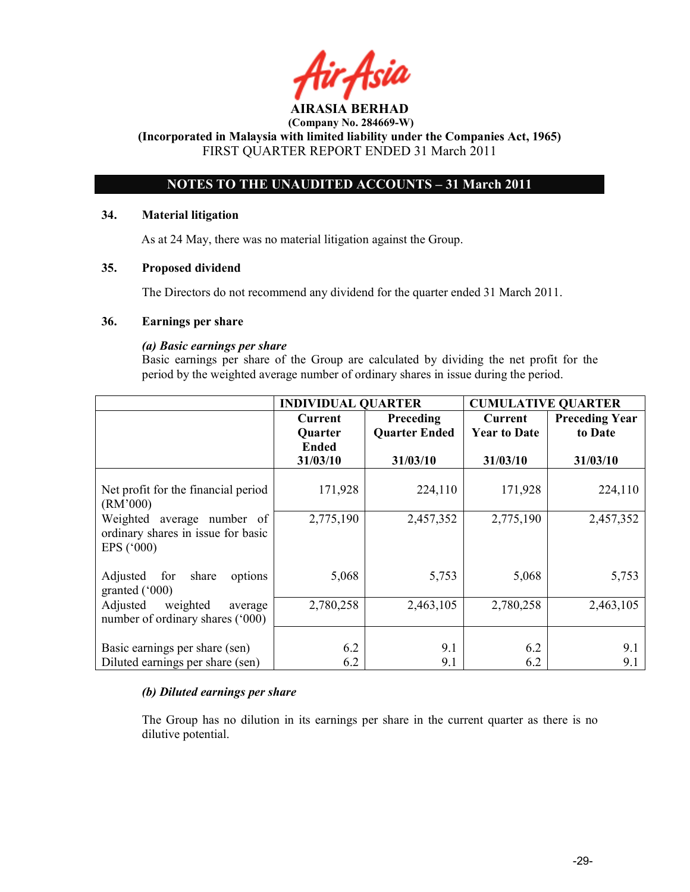**AIRASIA BERHAD**
**(Company No. 284669-W)**
**(Incorporated in Malaysia with limited liability under the Companies Act, 1965)**
FIRST QUARTER REPORT ENDED 31 March 2011

## NOTES TO THE UNAUDITED ACCOUNTS – 31 March 2011

### 34. Material litigation

As at 24 May, there was no material litigation against the Group.

### 35. Proposed dividend

The Directors do not recommend any dividend for the quarter ended 31 March 2011.

### 36. Earnings per share

***(a) Basic earnings per share***

Basic earnings per share of the Group are calculated by dividing the net profit for the period by the weighted average number of ordinary shares in issue during the period.

| | INDIVIDUAL QUARTER | | CUMULATIVE QUARTER | |
|---|---|---|---|---|
| | Current Quarter Ended 31/03/10 | Preceding Quarter Ended 31/03/10 | Current Year to Date 31/03/10 | Preceding Year to Date 31/03/10 |
| Net profit for the financial period (RM'000) | 171,928 | 224,110 | 171,928 | 224,110 |
| Weighted average number of ordinary shares in issue for basic EPS ('000) | 2,775,190 | 2,457,352 | 2,775,190 | 2,457,352 |
| Adjusted for share options granted ('000) | 5,068 | 5,753 | 5,068 | 5,753 |
| Adjusted weighted average number of ordinary shares ('000) | 2,780,258 | 2,463,105 | 2,780,258 | 2,463,105 |
| Basic earnings per share (sen) | 6.2 | 9.1 | 6.2 | 9.1 |
| Diluted earnings per share (sen) | 6.2 | 9.1 | 6.2 | 9.1 |

***(b) Diluted earnings per share***

The Group has no dilution in its earnings per share in the current quarter as there is no dilutive potential.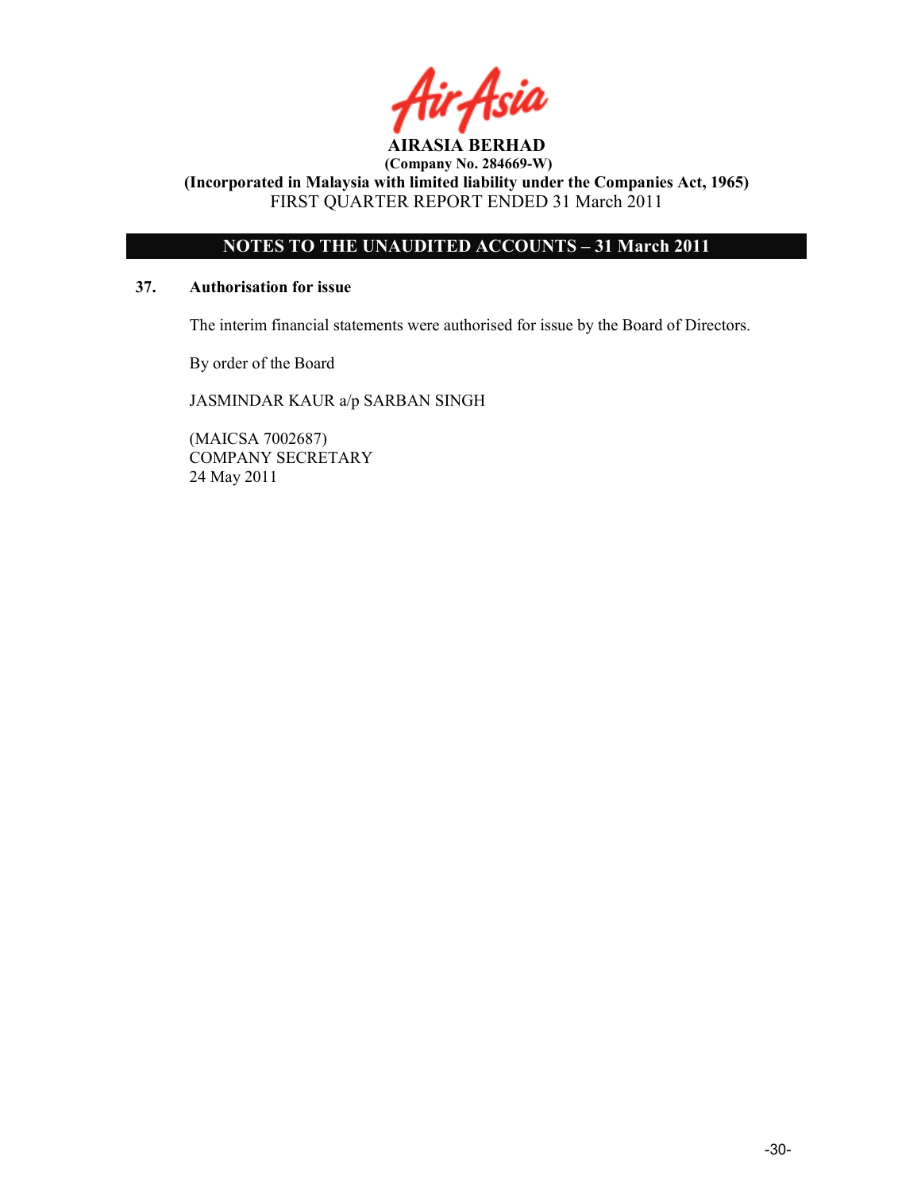**AIRASIA BERHAD**

**(Company No. 284669-W)**

**(Incorporated in Malaysia with limited liability under the Companies Act, 1965)**

FIRST QUARTER REPORT ENDED 31 March 2011

## NOTES TO THE UNAUDITED ACCOUNTS – 31 March 2011

### 37. Authorisation for issue

The interim financial statements were authorised for issue by the Board of Directors.

By order of the Board

JASMINDAR KAUR a/p SARBAN SINGH

(MAICSA 7002687)
COMPANY SECRETARY
24 May 2011